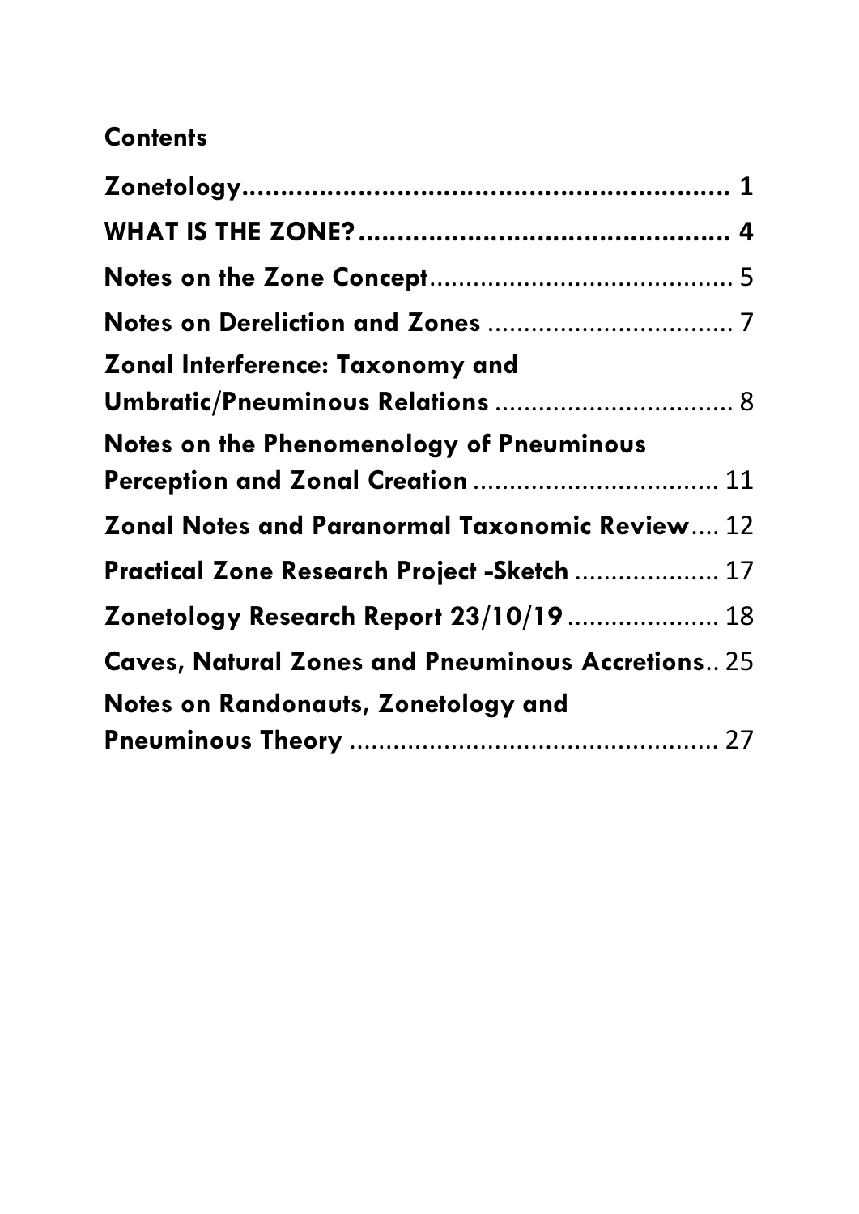**Contents**

**Zonetology**................................................................ **1**

**WHAT IS THE ZONE?**................................................ **4**

**Notes on the Zone Concept**.......................................... 5

**Notes on Dereliction and Zones** .................................. 7

**Zonal Interference: Taxonomy and Umbratic/Pneuminous Relations** ................................. 8

**Notes on the Phenomenology of Pneuminous Perception and Zonal Creation** .................................. 11

**Zonal Notes and Paranormal Taxonomic Review**.... 12

**Practical Zone Research Project -Sketch** .................... 17

**Zonetology Research Report 23/10/19** ..................... 18

**Caves, Natural Zones and Pneuminous Accretions**.. 25

**Notes on Randonauts, Zonetology and Pneuminous Theory** ................................................... 27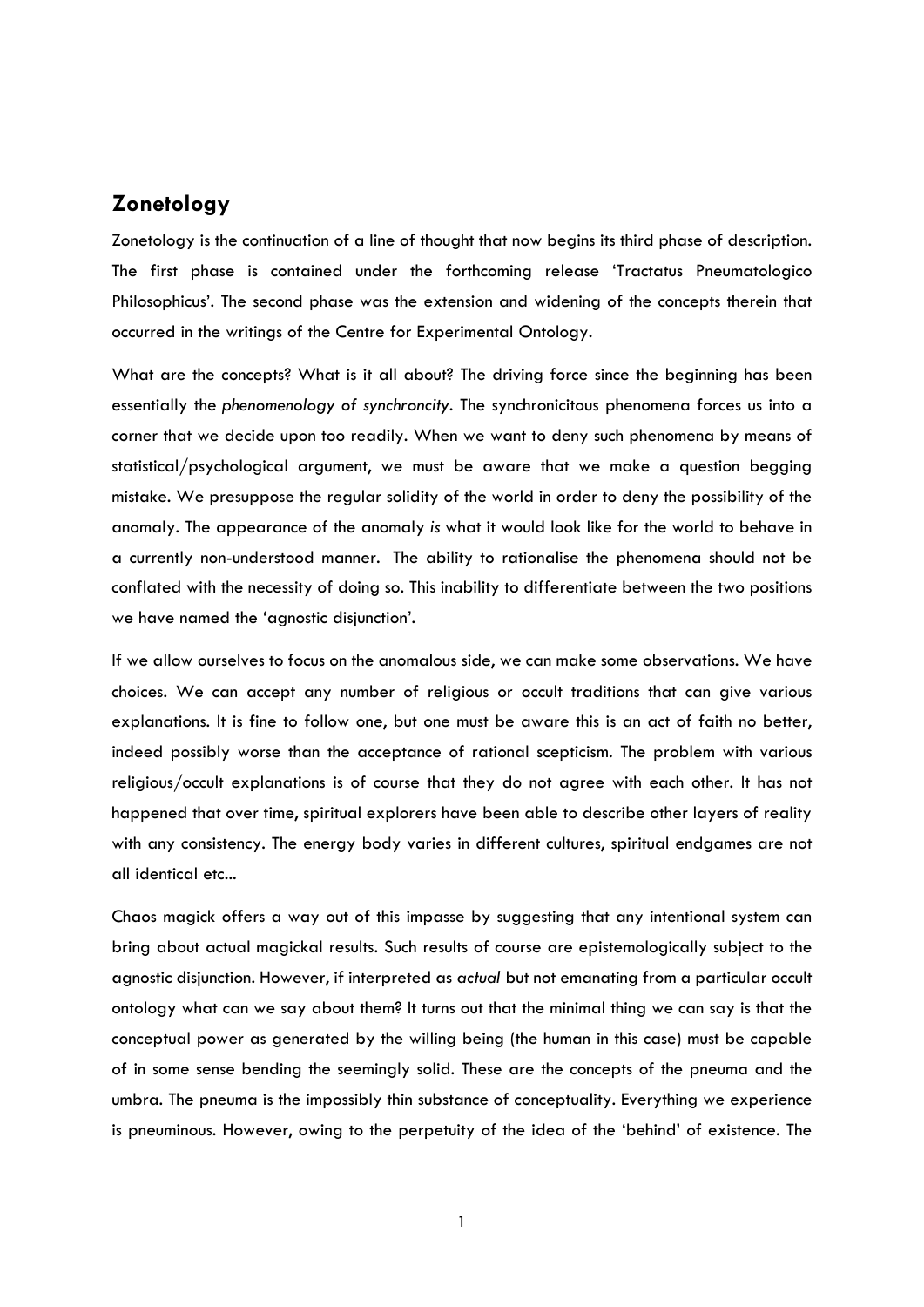## Zonetology

Zonetology is the continuation of a line of thought that now begins its third phase of description. The first phase is contained under the forthcoming release 'Tractatus Pneumatologico Philosophicus'. The second phase was the extension and widening of the concepts therein that occurred in the writings of the Centre for Experimental Ontology.

What are the concepts? What is it all about? The driving force since the beginning has been essentially the *phenomenology of synchroncity*. The synchronicitous phenomena forces us into a corner that we decide upon too readily. When we want to deny such phenomena by means of statistical/psychological argument, we must be aware that we make a question begging mistake. We presuppose the regular solidity of the world in order to deny the possibility of the anomaly. The appearance of the anomaly *is* what it would look like for the world to behave in a currently non-understood manner. The ability to rationalise the phenomena should not be conflated with the necessity of doing so. This inability to differentiate between the two positions we have named the 'agnostic disjunction'.

If we allow ourselves to focus on the anomalous side, we can make some observations. We have choices. We can accept any number of religious or occult traditions that can give various explanations. It is fine to follow one, but one must be aware this is an act of faith no better, indeed possibly worse than the acceptance of rational scepticism. The problem with various religious/occult explanations is of course that they do not agree with each other. It has not happened that over time, spiritual explorers have been able to describe other layers of reality with any consistency. The energy body varies in different cultures, spiritual endgames are not all identical etc...

Chaos magick offers a way out of this impasse by suggesting that any intentional system can bring about actual magickal results. Such results of course are epistemologically subject to the agnostic disjunction. However, if interpreted as *actual* but not emanating from a particular occult ontology what can we say about them? It turns out that the minimal thing we can say is that the conceptual power as generated by the willing being (the human in this case) must be capable of in some sense bending the seemingly solid. These are the concepts of the pneuma and the umbra. The pneuma is the impossibly thin substance of conceptuality. Everything we experience is pneuminous. However, owing to the perpetuity of the idea of the 'behind' of existence. The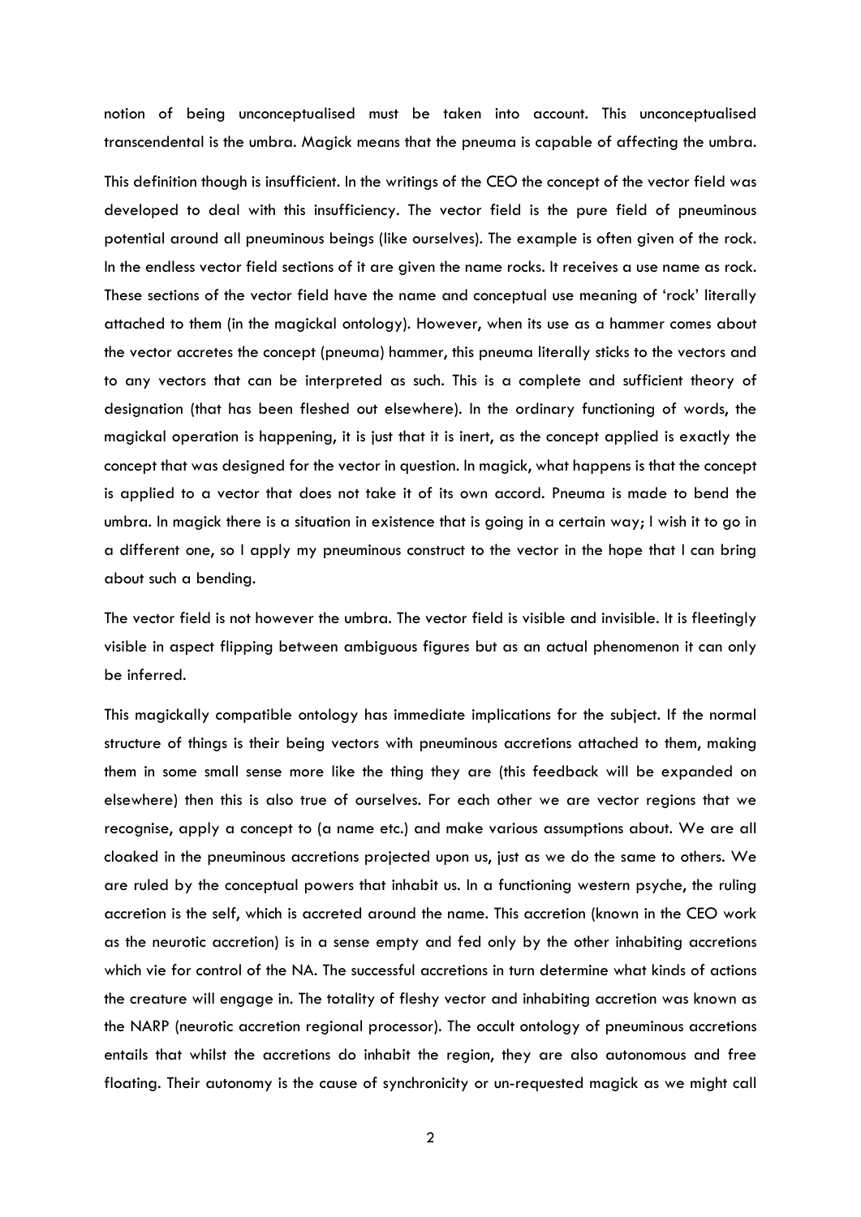notion of being unconceptualised must be taken into account. This unconceptualised transcendental is the umbra. Magick means that the pneuma is capable of affecting the umbra.

This definition though is insufficient. In the writings of the CEO the concept of the vector field was developed to deal with this insufficiency. The vector field is the pure field of pneuminous potential around all pneuminous beings (like ourselves). The example is often given of the rock. In the endless vector field sections of it are given the name rocks. It receives a use name as rock. These sections of the vector field have the name and conceptual use meaning of 'rock' literally attached to them (in the magickal ontology). However, when its use as a hammer comes about the vector accretes the concept (pneuma) hammer, this pneuma literally sticks to the vectors and to any vectors that can be interpreted as such. This is a complete and sufficient theory of designation (that has been fleshed out elsewhere). In the ordinary functioning of words, the magickal operation is happening, it is just that it is inert, as the concept applied is exactly the concept that was designed for the vector in question. In magick, what happens is that the concept is applied to a vector that does not take it of its own accord. Pneuma is made to bend the umbra. In magick there is a situation in existence that is going in a certain way; I wish it to go in a different one, so I apply my pneuminous construct to the vector in the hope that I can bring about such a bending.

The vector field is not however the umbra. The vector field is visible and invisible. It is fleetingly visible in aspect flipping between ambiguous figures but as an actual phenomenon it can only be inferred.

This magickally compatible ontology has immediate implications for the subject. If the normal structure of things is their being vectors with pneuminous accretions attached to them, making them in some small sense more like the thing they are (this feedback will be expanded on elsewhere) then this is also true of ourselves. For each other we are vector regions that we recognise, apply a concept to (a name etc.) and make various assumptions about. We are all cloaked in the pneuminous accretions projected upon us, just as we do the same to others. We are ruled by the conceptual powers that inhabit us. In a functioning western psyche, the ruling accretion is the self, which is accreted around the name. This accretion (known in the CEO work as the neurotic accretion) is in a sense empty and fed only by the other inhabiting accretions which vie for control of the NA. The successful accretions in turn determine what kinds of actions the creature will engage in. The totality of fleshy vector and inhabiting accretion was known as the NARP (neurotic accretion regional processor). The occult ontology of pneuminous accretions entails that whilst the accretions do inhabit the region, they are also autonomous and free floating. Their autonomy is the cause of synchronicity or un-requested magick as we might call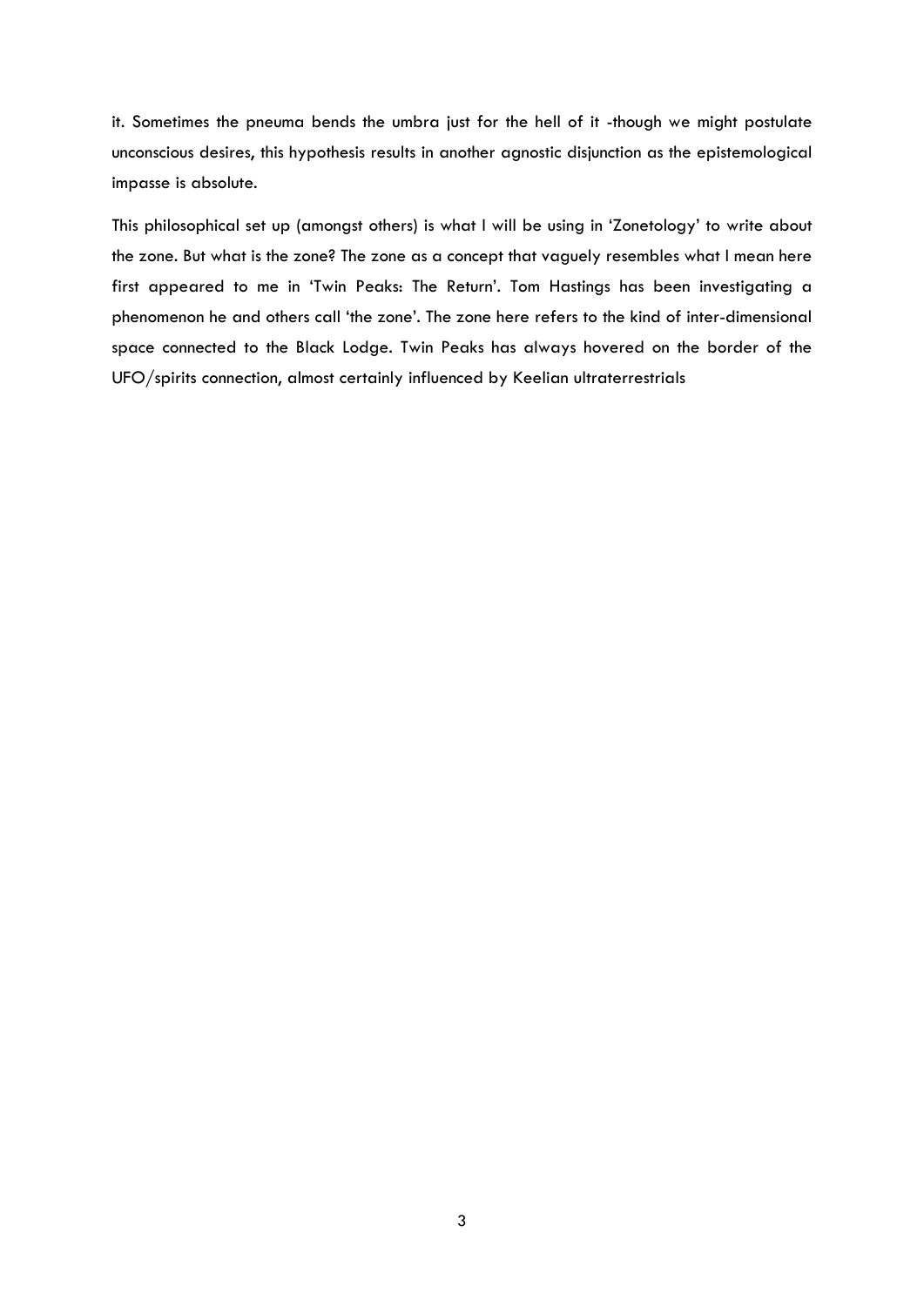it. Sometimes the pneuma bends the umbra just for the hell of it -though we might postulate unconscious desires, this hypothesis results in another agnostic disjunction as the epistemological impasse is absolute.

This philosophical set up (amongst others) is what I will be using in 'Zonetology' to write about the zone. But what is the zone? The zone as a concept that vaguely resembles what I mean here first appeared to me in 'Twin Peaks: The Return'. Tom Hastings has been investigating a phenomenon he and others call 'the zone'. The zone here refers to the kind of inter-dimensional space connected to the Black Lodge. Twin Peaks has always hovered on the border of the UFO/spirits connection, almost certainly influenced by Keelian ultraterrestrials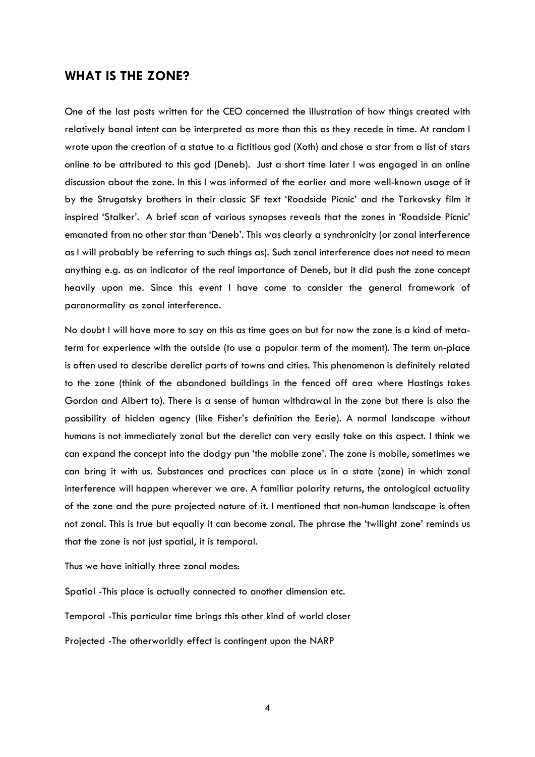## WHAT IS THE ZONE?

One of the last posts written for the CEO concerned the illustration of how things created with relatively banal intent can be interpreted as more than this as they recede in time. At random I wrote upon the creation of a statue to a fictitious god (Xoth) and chose a star from a list of stars online to be attributed to this god (Deneb). Just a short time later I was engaged in an online discussion about the zone. In this I was informed of the earlier and more well-known usage of it by the Strugatsky brothers in their classic SF text 'Roadside Picnic' and the Tarkovsky film it inspired 'Stalker'. A brief scan of various synopses reveals that the zones in 'Roadside Picnic' emanated from no other star than 'Deneb'. This was clearly a synchronicity (or zonal interference as I will probably be referring to such things as). Such zonal interference does not need to mean anything e.g. as an indicator of the *real* importance of Deneb, but it did push the zone concept heavily upon me. Since this event I have come to consider the general framework of paranormality as zonal interference.

No doubt I will have more to say on this as time goes on but for now the zone is a kind of meta-term for experience with the outside (to use a popular term of the moment). The term un-place is often used to describe derelict parts of towns and cities. This phenomenon is definitely related to the zone (think of the abandoned buildings in the fenced off area where Hastings takes Gordon and Albert to). There is a sense of human withdrawal in the zone but there is also the possibility of hidden agency (like Fisher's definition the Eerie). A normal landscape without humans is not immediately zonal but the derelict can very easily take on this aspect. I think we can expand the concept into the dodgy pun 'the mobile zone'. The zone is mobile, sometimes we can bring it with us. Substances and practices can place us in a state (zone) in which zonal interference will happen wherever we are. A familiar polarity returns, the ontological actuality of the zone and the pure projected nature of it. I mentioned that non-human landscape is often not zonal. This is true but equally it can become zonal. The phrase the 'twilight zone' reminds us that the zone is not just spatial, it is temporal.

Thus we have initially three zonal modes:

Spatial -This place is actually connected to another dimension etc.

Temporal -This particular time brings this other kind of world closer

Projected -The otherworldly effect is contingent upon the NARP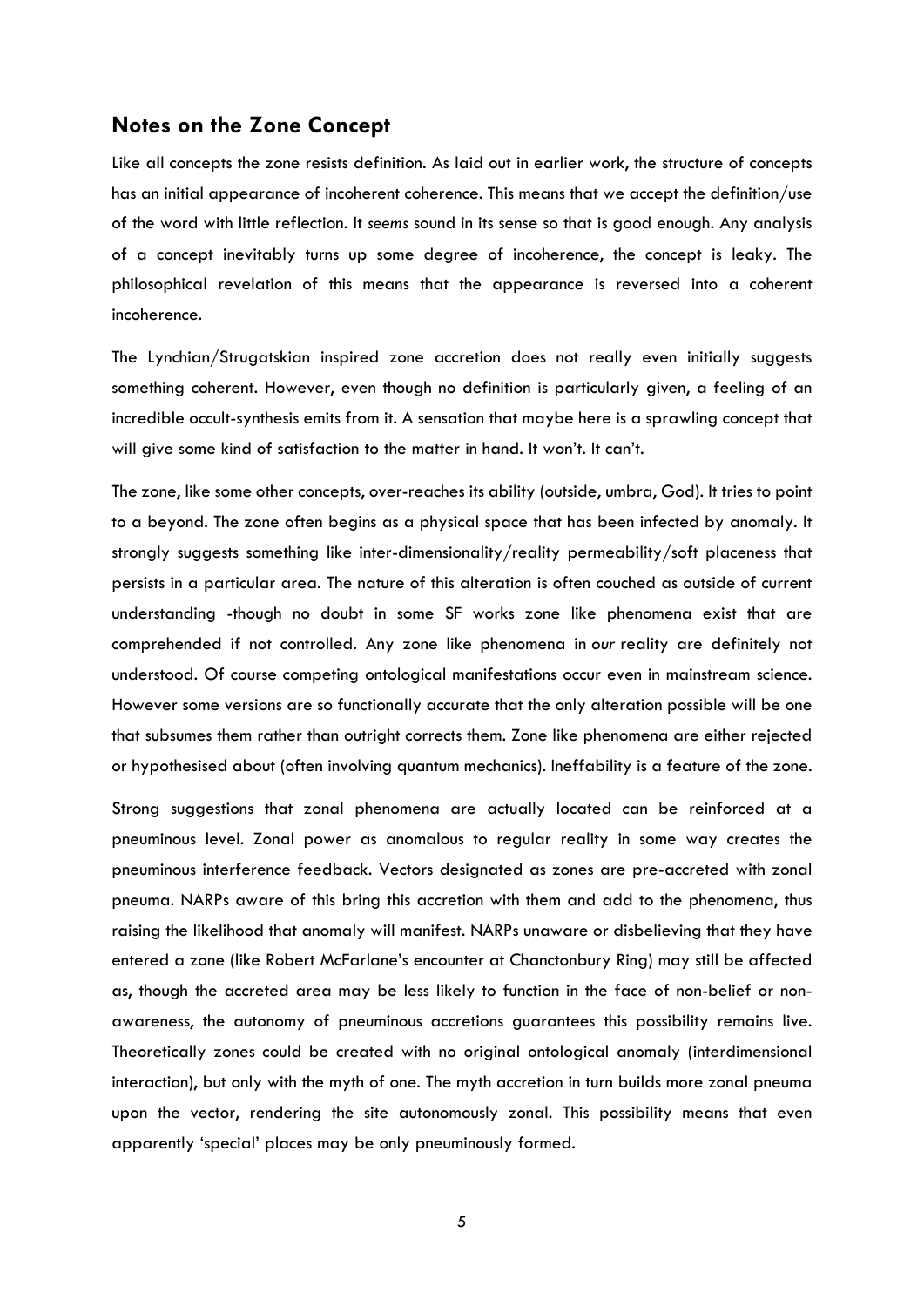## Notes on the Zone Concept

Like all concepts the zone resists definition. As laid out in earlier work, the structure of concepts has an initial appearance of incoherent coherence. This means that we accept the definition/use of the word with little reflection. It *seems* sound in its sense so that is good enough. Any analysis of a concept inevitably turns up some degree of incoherence, the concept is leaky. The philosophical revelation of this means that the appearance is reversed into a coherent incoherence.

The Lynchian/Strugatskian inspired zone accretion does not really even initially suggests something coherent. However, even though no definition is particularly given, a feeling of an incredible occult-synthesis emits from it. A sensation that maybe here is a sprawling concept that will give some kind of satisfaction to the matter in hand. It won't. It can't.

The zone, like some other concepts, over-reaches its ability (outside, umbra, God). It tries to point to a beyond. The zone often begins as a physical space that has been infected by anomaly. It strongly suggests something like inter-dimensionality/reality permeability/soft placeness that persists in a particular area. The nature of this alteration is often couched as outside of current understanding -though no doubt in some SF works zone like phenomena exist that are comprehended if not controlled. Any zone like phenomena in *our* reality are definitely not understood. Of course competing ontological manifestations occur even in mainstream science. However some versions are so functionally accurate that the only alteration possible will be one that subsumes them rather than outright corrects them. Zone like phenomena are either rejected or hypothesised about (often involving quantum mechanics). Ineffability is a feature of the zone.

Strong suggestions that zonal phenomena are actually located can be reinforced at a pneuminous level. Zonal power as anomalous to regular reality in some way creates the pneuminous interference feedback. Vectors designated as zones are pre-accreted with zonal pneuma. NARPs aware of this bring this accretion with them and add to the phenomena, thus raising the likelihood that anomaly will manifest. NARPs unaware or disbelieving that they have entered a zone (like Robert McFarlane's encounter at Chanctonbury Ring) may still be affected as, though the accreted area may be less likely to function in the face of non-belief or non-awareness, the autonomy of pneuminous accretions guarantees this possibility remains live. Theoretically zones could be created with no original ontological anomaly (interdimensional interaction), but only with the myth of one. The myth accretion in turn builds more zonal pneuma upon the vector, rendering the site autonomously zonal. This possibility means that even apparently 'special' places may be only pneuminously formed.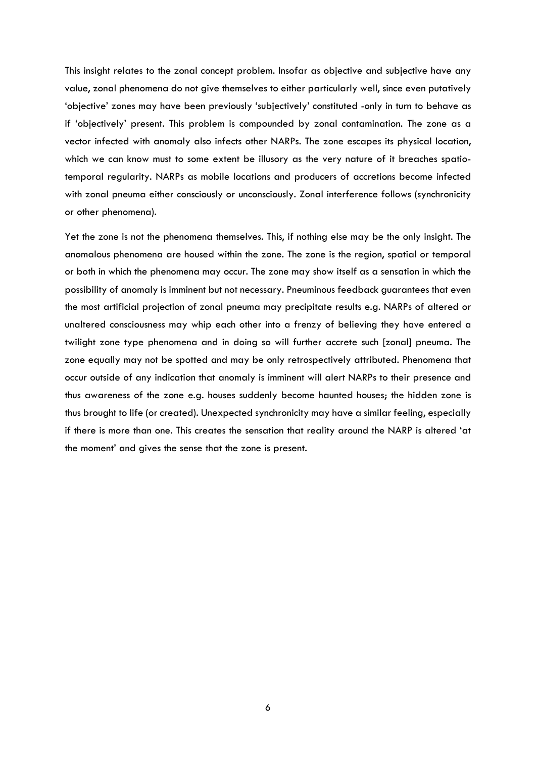This insight relates to the zonal concept problem. Insofar as objective and subjective have any value, zonal phenomena do not give themselves to either particularly well, since even putatively 'objective' zones may have been previously 'subjectively' constituted -only in turn to behave as if 'objectively' present. This problem is compounded by zonal contamination. The zone as a vector infected with anomaly also infects other NARPs. The zone escapes its physical location, which we can know must to some extent be illusory as the very nature of it breaches spatio-temporal regularity. NARPs as mobile locations and producers of accretions become infected with zonal pneuma either consciously or unconsciously. Zonal interference follows (synchronicity or other phenomena).

Yet the zone is not the phenomena themselves. This, if nothing else may be the only insight. The anomalous phenomena are housed within the zone. The zone is the region, spatial or temporal or both in which the phenomena may occur. The zone may show itself as a sensation in which the possibility of anomaly is imminent but not necessary. Pneuminous feedback guarantees that even the most artificial projection of zonal pneuma may precipitate results e.g. NARPs of altered or unaltered consciousness may whip each other into a frenzy of believing they have entered a twilight zone type phenomena and in doing so will further accrete such [zonal] pneuma. The zone equally may not be spotted and may be only retrospectively attributed. Phenomena that occur outside of any indication that anomaly is imminent will alert NARPs to their presence and thus awareness of the zone e.g. houses suddenly become haunted houses; the hidden zone is thus brought to life (or created). Unexpected synchronicity may have a similar feeling, especially if there is more than one. This creates the sensation that reality around the NARP is altered 'at the moment' and gives the sense that the zone is present.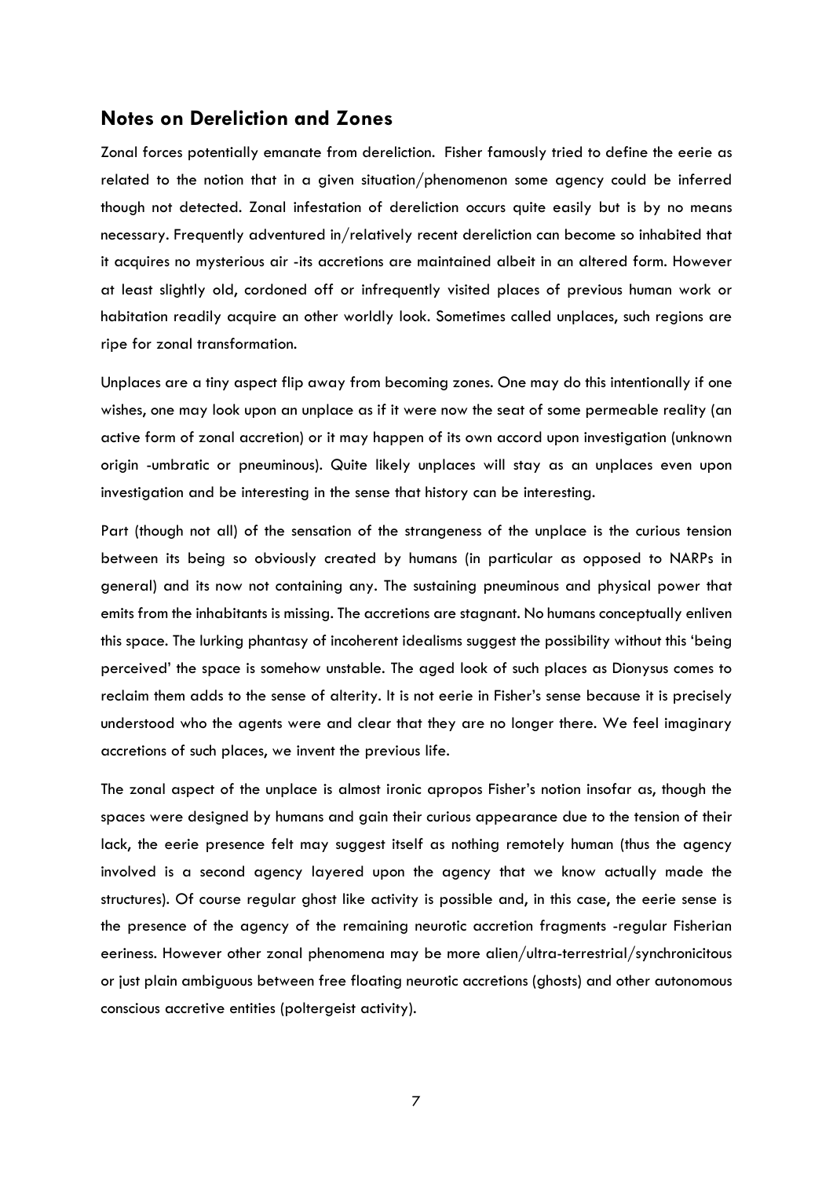## Notes on Dereliction and Zones

Zonal forces potentially emanate from dereliction. Fisher famously tried to define the eerie as related to the notion that in a given situation/phenomenon some agency could be inferred though not detected. Zonal infestation of dereliction occurs quite easily but is by no means necessary. Frequently adventured in/relatively recent dereliction can become so inhabited that it acquires no mysterious air -its accretions are maintained albeit in an altered form. However at least slightly old, cordoned off or infrequently visited places of previous human work or habitation readily acquire an other worldly look. Sometimes called unplaces, such regions are ripe for zonal transformation.

Unplaces are a tiny aspect flip away from becoming zones. One may do this intentionally if one wishes, one may look upon an unplace as if it were now the seat of some permeable reality (an active form of zonal accretion) or it may happen of its own accord upon investigation (unknown origin -umbratic or pneuminous). Quite likely unplaces will stay as an unplaces even upon investigation and be interesting in the sense that history can be interesting.

Part (though not all) of the sensation of the strangeness of the unplace is the curious tension between its being so obviously created by humans (in particular as opposed to NARPs in general) and its now not containing any. The sustaining pneuminous and physical power that emits from the inhabitants is missing. The accretions are stagnant. No humans conceptually enliven this space. The lurking phantasy of incoherent idealisms suggest the possibility without this 'being perceived' the space is somehow unstable. The aged look of such places as Dionysus comes to reclaim them adds to the sense of alterity. It is not eerie in Fisher's sense because it is precisely understood who the agents were and clear that they are no longer there. We feel imaginary accretions of such places, we invent the previous life.

The zonal aspect of the unplace is almost ironic apropos Fisher's notion insofar as, though the spaces were designed by humans and gain their curious appearance due to the tension of their lack, the eerie presence felt may suggest itself as nothing remotely human (thus the agency involved is a second agency layered upon the agency that we know actually made the structures). Of course regular ghost like activity is possible and, in this case, the eerie sense is the presence of the agency of the remaining neurotic accretion fragments -regular Fisherian eeriness. However other zonal phenomena may be more alien/ultra-terrestrial/synchronicitous or just plain ambiguous between free floating neurotic accretions (ghosts) and other autonomous conscious accretive entities (poltergeist activity).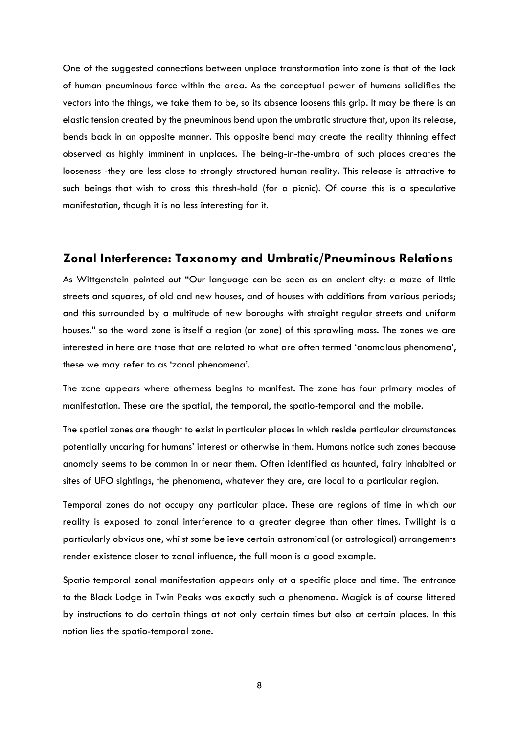One of the suggested connections between unplace transformation into zone is that of the lack of human pneuminous force within the area. As the conceptual power of humans solidifies the vectors into the things, we take them to be, so its absence loosens this grip. It may be there is an elastic tension created by the pneuminous bend upon the umbratic structure that, upon its release, bends back in an opposite manner. This opposite bend may create the reality thinning effect observed as highly imminent in unplaces. The being-in-the-umbra of such places creates the looseness -they are less close to strongly structured human reality. This release is attractive to such beings that wish to cross this thresh-hold (for a picnic). Of course this is a speculative manifestation, though it is no less interesting for it.

## Zonal Interference: Taxonomy and Umbratic/Pneuminous Relations

As Wittgenstein pointed out "Our language can be seen as an ancient city: a maze of little streets and squares, of old and new houses, and of houses with additions from various periods; and this surrounded by a multitude of new boroughs with straight regular streets and uniform houses." so the word zone is itself a region (or zone) of this sprawling mass. The zones we are interested in here are those that are related to what are often termed 'anomalous phenomena', these we may refer to as 'zonal phenomena'.

The zone appears where otherness begins to manifest. The zone has four primary modes of manifestation. These are the spatial, the temporal, the spatio-temporal and the mobile.

The spatial zones are thought to exist in particular places in which reside particular circumstances potentially uncaring for humans' interest or otherwise in them. Humans notice such zones because anomaly seems to be common in or near them. Often identified as haunted, fairy inhabited or sites of UFO sightings, the phenomena, whatever they are, are local to a particular region.

Temporal zones do not occupy any particular place. These are regions of time in which our reality is exposed to zonal interference to a greater degree than other times. Twilight is a particularly obvious one, whilst some believe certain astronomical (or astrological) arrangements render existence closer to zonal influence, the full moon is a good example.

Spatio temporal zonal manifestation appears only at a specific place and time. The entrance to the Black Lodge in Twin Peaks was exactly such a phenomena. Magick is of course littered by instructions to do certain things at not only certain times but also at certain places. In this notion lies the spatio-temporal zone.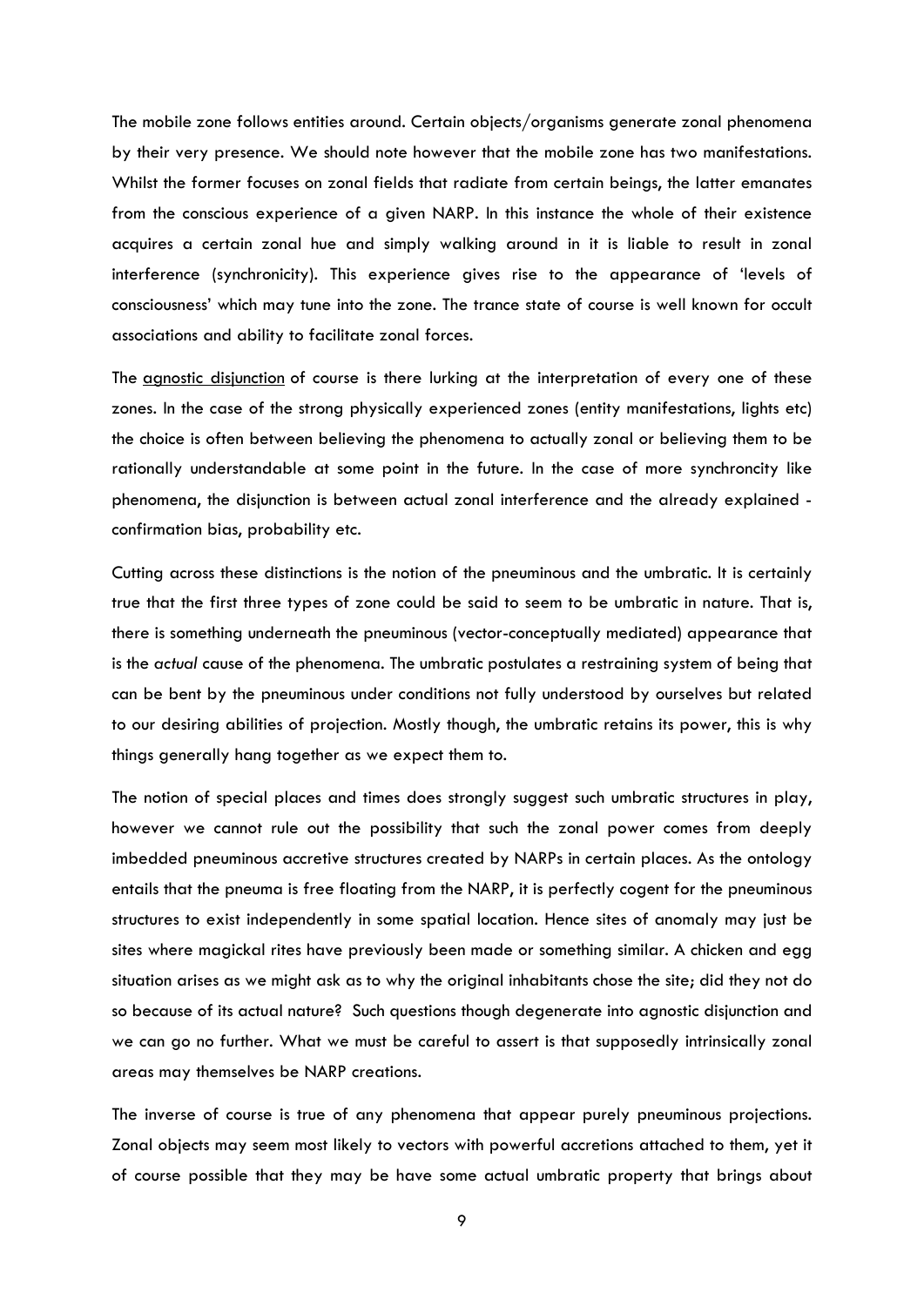The mobile zone follows entities around. Certain objects/organisms generate zonal phenomena by their very presence. We should note however that the mobile zone has two manifestations. Whilst the former focuses on zonal fields that radiate from certain beings, the latter emanates from the conscious experience of a given NARP. In this instance the whole of their existence acquires a certain zonal hue and simply walking around in it is liable to result in zonal interference (synchronicity). This experience gives rise to the appearance of 'levels of consciousness' which may tune into the zone. The trance state of course is well known for occult associations and ability to facilitate zonal forces.

The agnostic disjunction of course is there lurking at the interpretation of every one of these zones. In the case of the strong physically experienced zones (entity manifestations, lights etc) the choice is often between believing the phenomena to actually zonal or believing them to be rationally understandable at some point in the future. In the case of more synchroncity like phenomena, the disjunction is between actual zonal interference and the already explained - confirmation bias, probability etc.

Cutting across these distinctions is the notion of the pneuminous and the umbratic. It is certainly true that the first three types of zone could be said to seem to be umbratic in nature. That is, there is something underneath the pneuminous (vector-conceptually mediated) appearance that is the *actual* cause of the phenomena. The umbratic postulates a restraining system of being that can be bent by the pneuminous under conditions not fully understood by ourselves but related to our desiring abilities of projection. Mostly though, the umbratic retains its power, this is why things generally hang together as we expect them to.

The notion of special places and times does strongly suggest such umbratic structures in play, however we cannot rule out the possibility that such the zonal power comes from deeply imbedded pneuminous accretive structures created by NARPs in certain places. As the ontology entails that the pneuma is free floating from the NARP, it is perfectly cogent for the pneuminous structures to exist independently in some spatial location. Hence sites of anomaly may just be sites where magickal rites have previously been made or something similar. A chicken and egg situation arises as we might ask as to why the original inhabitants chose the site; did they not do so because of its actual nature? Such questions though degenerate into agnostic disjunction and we can go no further. What we must be careful to assert is that supposedly intrinsically zonal areas may themselves be NARP creations.

The inverse of course is true of any phenomena that appear purely pneuminous projections. Zonal objects may seem most likely to vectors with powerful accretions attached to them, yet it of course possible that they may be have some actual umbratic property that brings about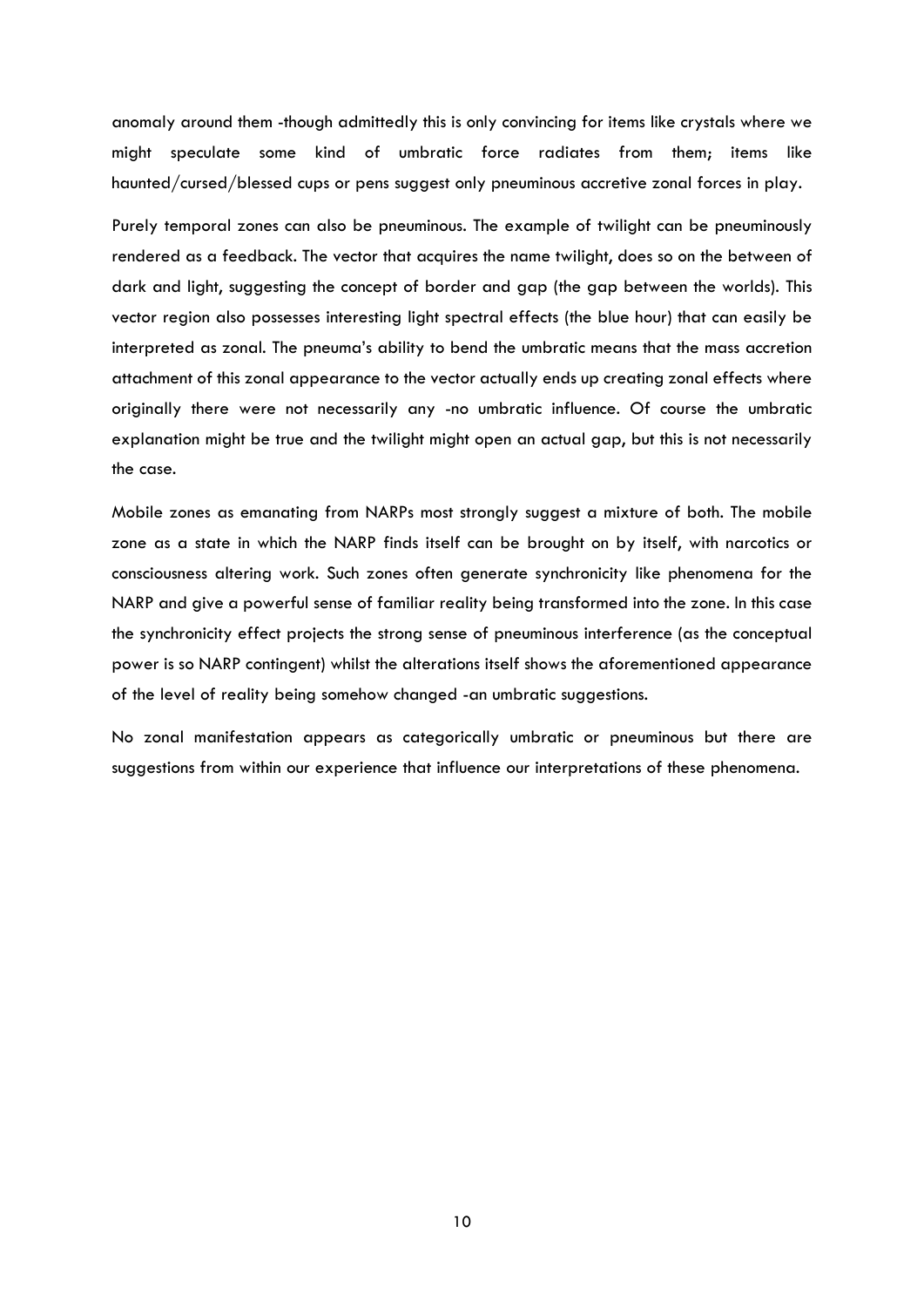anomaly around them -though admittedly this is only convincing for items like crystals where we might speculate some kind of umbratic force radiates from them; items like haunted/cursed/blessed cups or pens suggest only pneuminous accretive zonal forces in play.

Purely temporal zones can also be pneuminous. The example of twilight can be pneuminously rendered as a feedback. The vector that acquires the name twilight, does so on the between of dark and light, suggesting the concept of border and gap (the gap between the worlds). This vector region also possesses interesting light spectral effects (the blue hour) that can easily be interpreted as zonal. The pneuma's ability to bend the umbratic means that the mass accretion attachment of this zonal appearance to the vector actually ends up creating zonal effects where originally there were not necessarily any -no umbratic influence. Of course the umbratic explanation might be true and the twilight might open an actual gap, but this is not necessarily the case.

Mobile zones as emanating from NARPs most strongly suggest a mixture of both. The mobile zone as a state in which the NARP finds itself can be brought on by itself, with narcotics or consciousness altering work. Such zones often generate synchronicity like phenomena for the NARP and give a powerful sense of familiar reality being transformed into the zone. In this case the synchronicity effect projects the strong sense of pneuminous interference (as the conceptual power is so NARP contingent) whilst the alterations itself shows the aforementioned appearance of the level of reality being somehow changed -an umbratic suggestions.

No zonal manifestation appears as categorically umbratic or pneuminous but there are suggestions from within our experience that influence our interpretations of these phenomena.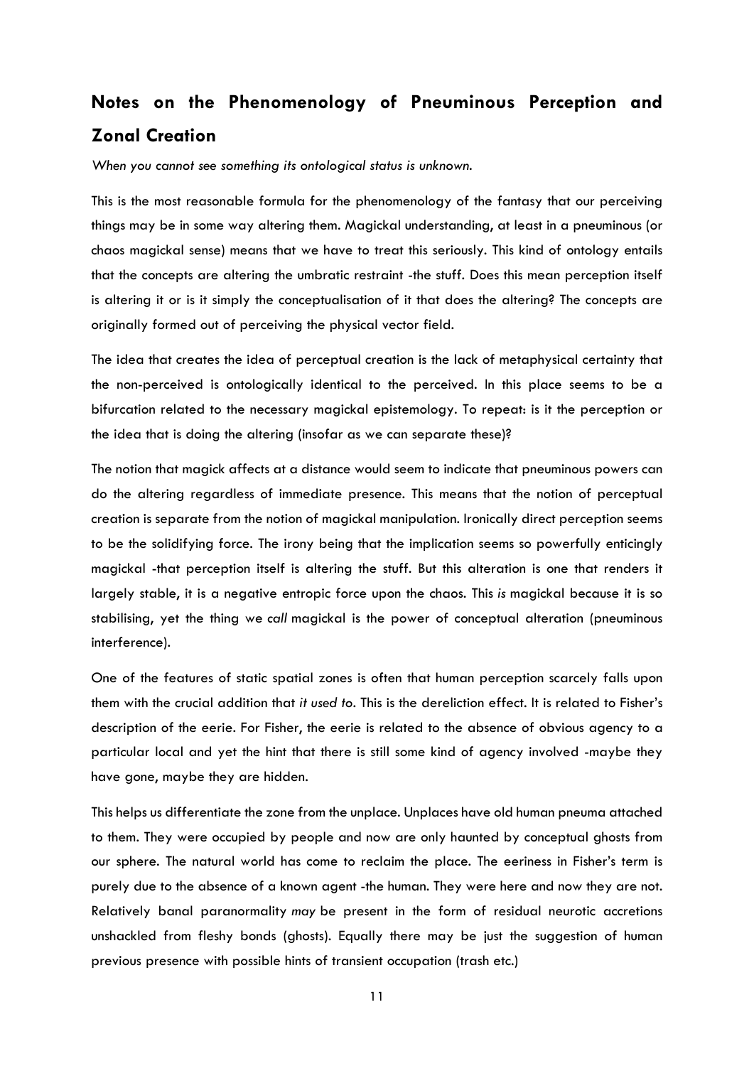## Notes on the Phenomenology of Pneuminous Perception and Zonal Creation

*When you cannot see something its ontological status is unknown.*

This is the most reasonable formula for the phenomenology of the fantasy that our perceiving things may be in some way altering them. Magickal understanding, at least in a pneuminous (or chaos magickal sense) means that we have to treat this seriously. This kind of ontology entails that the concepts are altering the umbratic restraint -the stuff. Does this mean perception itself is altering it or is it simply the conceptualisation of it that does the altering? The concepts are originally formed out of perceiving the physical vector field.

The idea that creates the idea of perceptual creation is the lack of metaphysical certainty that the non-perceived is ontologically identical to the perceived. In this place seems to be a bifurcation related to the necessary magickal epistemology. To repeat: is it the perception or the idea that is doing the altering (insofar as we can separate these)?

The notion that magick affects at a distance would seem to indicate that pneuminous powers can do the altering regardless of immediate presence. This means that the notion of perceptual creation is separate from the notion of magickal manipulation. Ironically direct perception seems to be the solidifying force. The irony being that the implication seems so powerfully enticingly magickal -that perception itself is altering the stuff. But this alteration is one that renders it largely stable, it is a negative entropic force upon the chaos. This *is* magickal because it is so stabilising, yet the thing we *call* magickal is the power of conceptual alteration (pneuminous interference).

One of the features of static spatial zones is often that human perception scarcely falls upon them with the crucial addition that *it used to*. This is the dereliction effect. It is related to Fisher's description of the eerie. For Fisher, the eerie is related to the absence of obvious agency to a particular local and yet the hint that there is still some kind of agency involved -maybe they have gone, maybe they are hidden.

This helps us differentiate the zone from the unplace. Unplaces have old human pneuma attached to them. They were occupied by people and now are only haunted by conceptual ghosts from our sphere. The natural world has come to reclaim the place. The eeriness in Fisher's term is purely due to the absence of a known agent -the human. They were here and now they are not. Relatively banal paranormality *may* be present in the form of residual neurotic accretions unshackled from fleshy bonds (ghosts). Equally there may be just the suggestion of human previous presence with possible hints of transient occupation (trash etc.)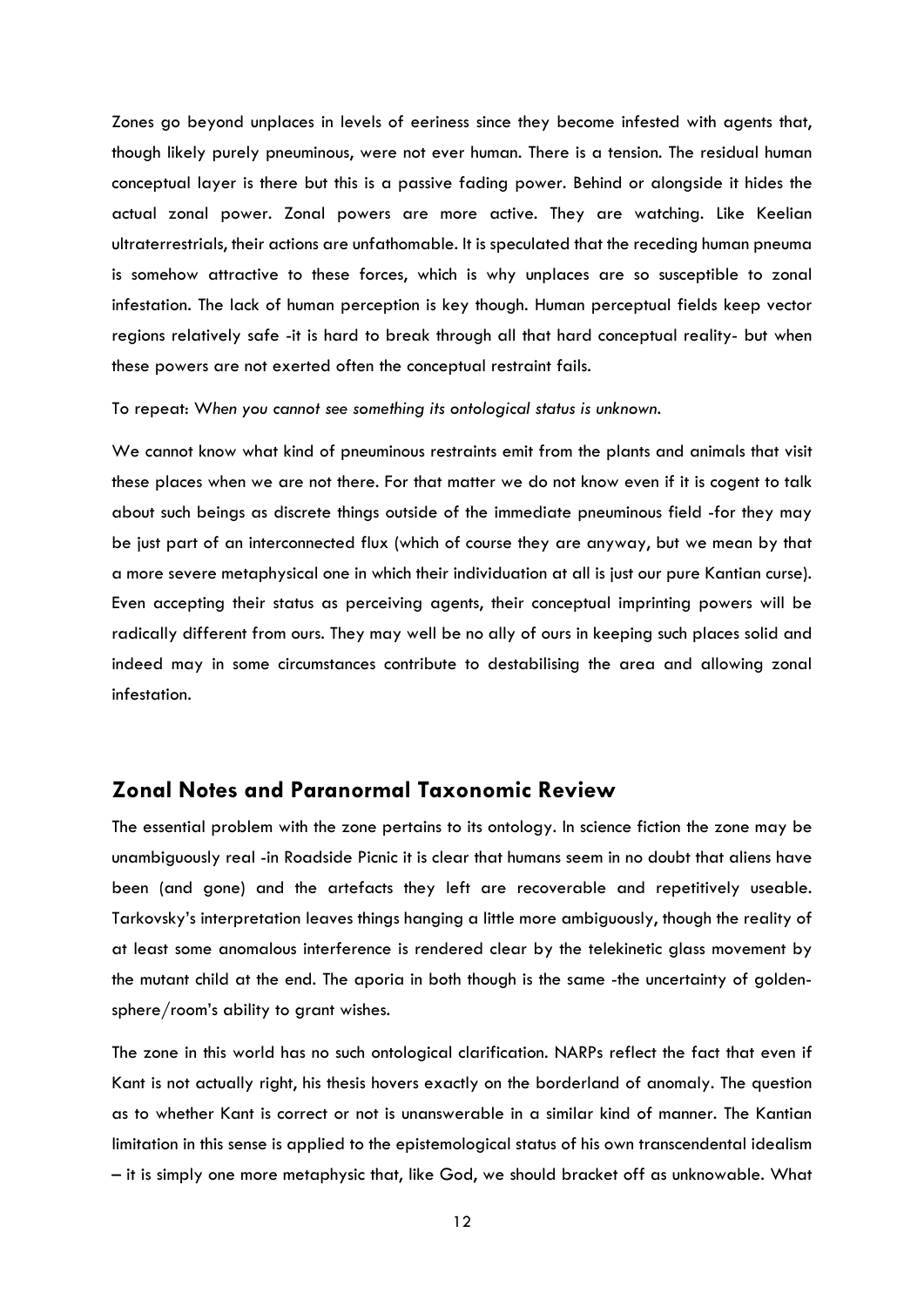Zones go beyond unplaces in levels of eeriness since they become infested with agents that, though likely purely pneuminous, were not ever human. There is a tension. The residual human conceptual layer is there but this is a passive fading power. Behind or alongside it hides the actual zonal power. Zonal powers are more active. They are watching. Like Keelian ultraterrestrials, their actions are unfathomable. It is speculated that the receding human pneuma is somehow attractive to these forces, which is why unplaces are so susceptible to zonal infestation. The lack of human perception is key though. Human perceptual fields keep vector regions relatively safe -it is hard to break through all that hard conceptual reality- but when these powers are not exerted often the conceptual restraint fails.

To repeat: *When you cannot see something its ontological status is unknown.*

We cannot know what kind of pneuminous restraints emit from the plants and animals that visit these places when we are not there. For that matter we do not know even if it is cogent to talk about such beings as discrete things outside of the immediate pneuminous field -for they may be just part of an interconnected flux (which of course they are anyway, but we mean by that a more severe metaphysical one in which their individuation at all is just our pure Kantian curse). Even accepting their status as perceiving agents, their conceptual imprinting powers will be radically different from ours. They may well be no ally of ours in keeping such places solid and indeed may in some circumstances contribute to destabilising the area and allowing zonal infestation.

## Zonal Notes and Paranormal Taxonomic Review

The essential problem with the zone pertains to its ontology. In science fiction the zone may be unambiguously real -in Roadside Picnic it is clear that humans seem in no doubt that aliens have been (and gone) and the artefacts they left are recoverable and repetitively useable. Tarkovsky's interpretation leaves things hanging a little more ambiguously, though the reality of at least some anomalous interference is rendered clear by the telekinetic glass movement by the mutant child at the end. The aporia in both though is the same -the uncertainty of golden-sphere/room's ability to grant wishes.

The zone in this world has no such ontological clarification. NARPs reflect the fact that even if Kant is not actually right, his thesis hovers exactly on the borderland of anomaly. The question as to whether Kant is correct or not is unanswerable in a similar kind of manner. The Kantian limitation in this sense is applied to the epistemological status of his own transcendental idealism – it is simply one more metaphysic that, like God, we should bracket off as unknowable. What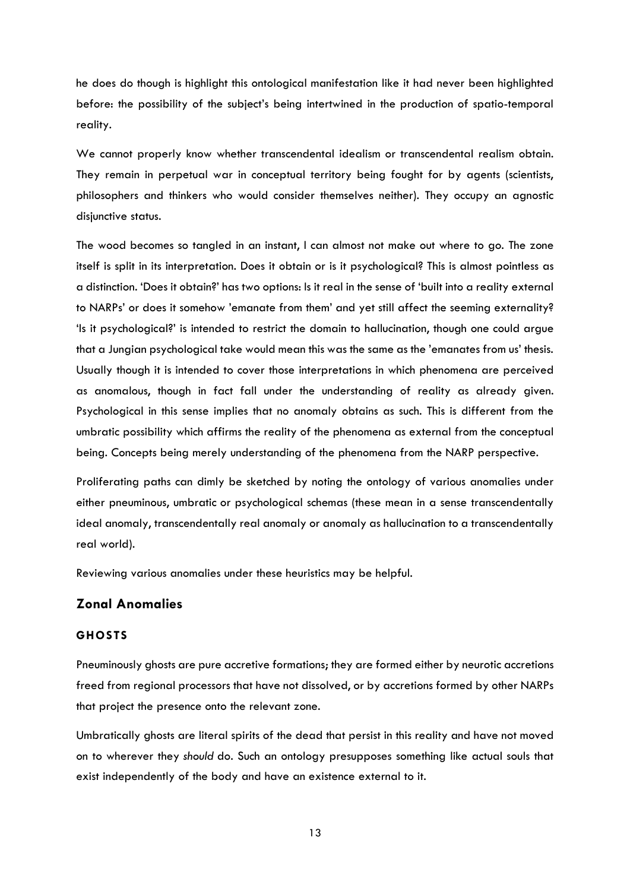he does do though is highlight this ontological manifestation like it had never been highlighted before: the possibility of the subject's being intertwined in the production of spatio-temporal reality.

We cannot properly know whether transcendental idealism or transcendental realism obtain. They remain in perpetual war in conceptual territory being fought for by agents (scientists, philosophers and thinkers who would consider themselves neither). They occupy an agnostic disjunctive status.

The wood becomes so tangled in an instant, I can almost not make out where to go. The zone itself is split in its interpretation. Does it obtain or is it psychological? This is almost pointless as a distinction. 'Does it obtain?' has two options: Is it real in the sense of 'built into a reality external to NARPs' or does it somehow 'emanate from them' and yet still affect the seeming externality? 'Is it psychological?' is intended to restrict the domain to hallucination, though one could argue that a Jungian psychological take would mean this was the same as the 'emanates from us' thesis. Usually though it is intended to cover those interpretations in which phenomena are perceived as anomalous, though in fact fall under the understanding of reality as already given. Psychological in this sense implies that no anomaly obtains as such. This is different from the umbratic possibility which affirms the reality of the phenomena as external from the conceptual being. Concepts being merely understanding of the phenomena from the NARP perspective.

Proliferating paths can dimly be sketched by noting the ontology of various anomalies under either pneuminous, umbratic or psychological schemas (these mean in a sense transcendentally ideal anomaly, transcendentally real anomaly or anomaly as hallucination to a transcendentally real world).

Reviewing various anomalies under these heuristics may be helpful.

## Zonal Anomalies

### GHOSTS

Pneuminously ghosts are pure accretive formations; they are formed either by neurotic accretions freed from regional processors that have not dissolved, or by accretions formed by other NARPs that project the presence onto the relevant zone.

Umbratically ghosts are literal spirits of the dead that persist in this reality and have not moved on to wherever they *should* do. Such an ontology presupposes something like actual souls that exist independently of the body and have an existence external to it.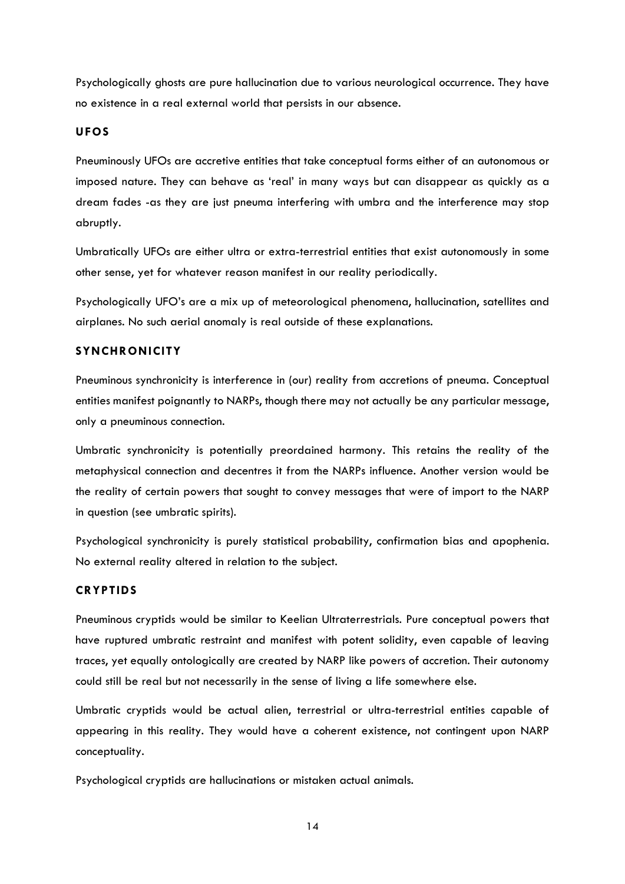Psychologically ghosts are pure hallucination due to various neurological occurrence. They have no existence in a real external world that persists in our absence.

### UFOS

Pneuminously UFOs are accretive entities that take conceptual forms either of an autonomous or imposed nature. They can behave as 'real' in many ways but can disappear as quickly as a dream fades -as they are just pneuma interfering with umbra and the interference may stop abruptly.

Umbratically UFOs are either ultra or extra-terrestrial entities that exist autonomously in some other sense, yet for whatever reason manifest in our reality periodically.

Psychologically UFO's are a mix up of meteorological phenomena, hallucination, satellites and airplanes. No such aerial anomaly is real outside of these explanations.

### SYNCHRONICITY

Pneuminous synchronicity is interference in (our) reality from accretions of pneuma. Conceptual entities manifest poignantly to NARPs, though there may not actually be any particular message, only a pneuminous connection.

Umbratic synchronicity is potentially preordained harmony. This retains the reality of the metaphysical connection and decentres it from the NARPs influence. Another version would be the reality of certain powers that sought to convey messages that were of import to the NARP in question (see umbratic spirits).

Psychological synchronicity is purely statistical probability, confirmation bias and apophenia. No external reality altered in relation to the subject.

### CRYPTIDS

Pneuminous cryptids would be similar to Keelian Ultraterrestrials. Pure conceptual powers that have ruptured umbratic restraint and manifest with potent solidity, even capable of leaving traces, yet equally ontologically are created by NARP like powers of accretion. Their autonomy could still be real but not necessarily in the sense of living a life somewhere else.

Umbratic cryptids would be actual alien, terrestrial or ultra-terrestrial entities capable of appearing in this reality. They would have a coherent existence, not contingent upon NARP conceptuality.

Psychological cryptids are hallucinations or mistaken actual animals.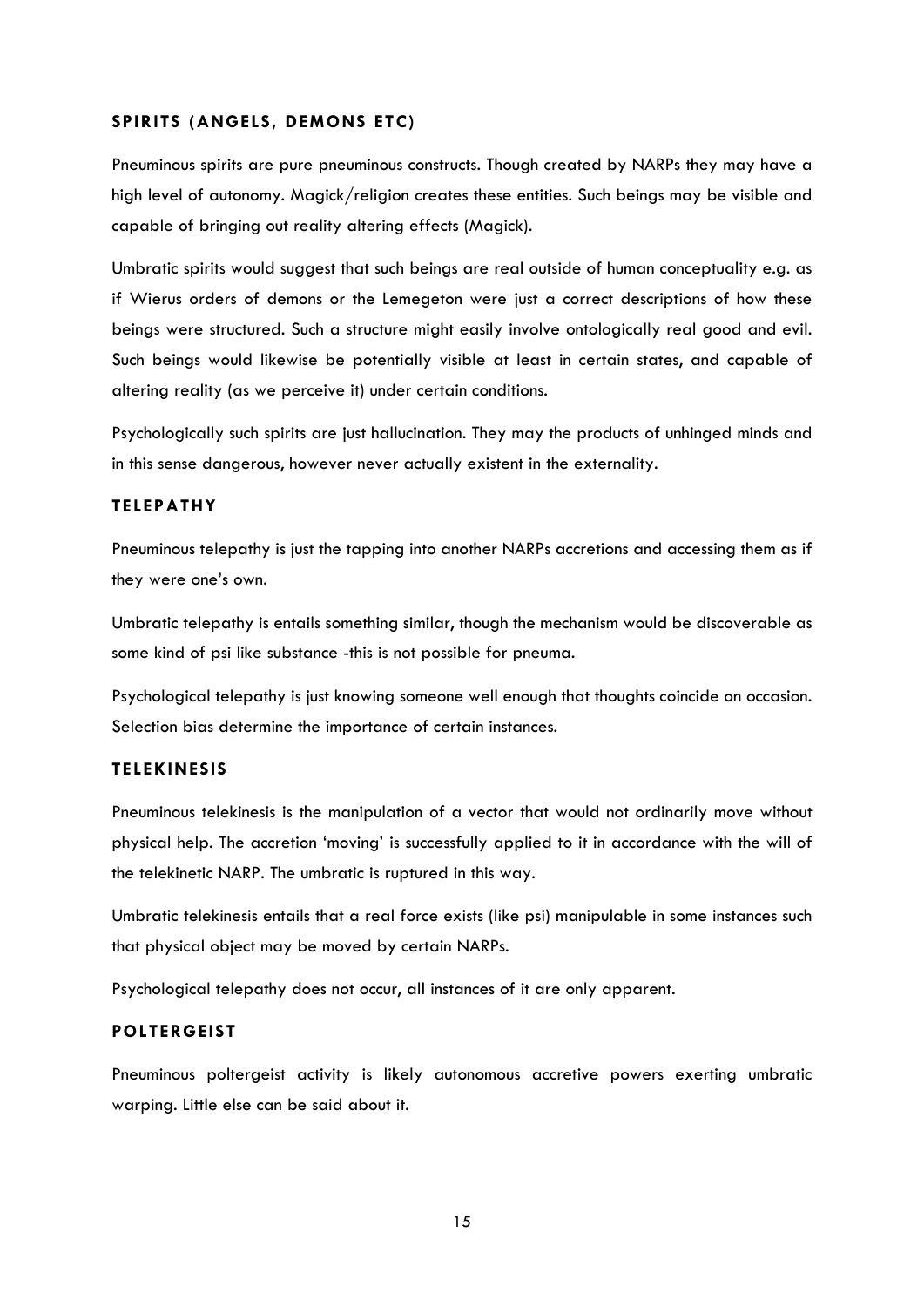### SPIRITS (ANGELS, DEMONS ETC)

Pneuminous spirits are pure pneuminous constructs. Though created by NARPs they may have a high level of autonomy. Magick/religion creates these entities. Such beings may be visible and capable of bringing out reality altering effects (Magick).

Umbratic spirits would suggest that such beings are real outside of human conceptuality e.g. as if Wierus orders of demons or the Lemegeton were just a correct descriptions of how these beings were structured. Such a structure might easily involve ontologically real good and evil. Such beings would likewise be potentially visible at least in certain states, and capable of altering reality (as we perceive it) under certain conditions.

Psychologically such spirits are just hallucination. They may the products of unhinged minds and in this sense dangerous, however never actually existent in the externality.

### TELEPATHY

Pneuminous telepathy is just the tapping into another NARPs accretions and accessing them as if they were one's own.

Umbratic telepathy is entails something similar, though the mechanism would be discoverable as some kind of psi like substance -this is not possible for pneuma.

Psychological telepathy is just knowing someone well enough that thoughts coincide on occasion. Selection bias determine the importance of certain instances.

### TELEKINESIS

Pneuminous telekinesis is the manipulation of a vector that would not ordinarily move without physical help. The accretion 'moving' is successfully applied to it in accordance with the will of the telekinetic NARP. The umbratic is ruptured in this way.

Umbratic telekinesis entails that a real force exists (like psi) manipulable in some instances such that physical object may be moved by certain NARPs.

Psychological telepathy does not occur, all instances of it are only apparent.

### POLTERGEIST

Pneuminous poltergeist activity is likely autonomous accretive powers exerting umbratic warping. Little else can be said about it.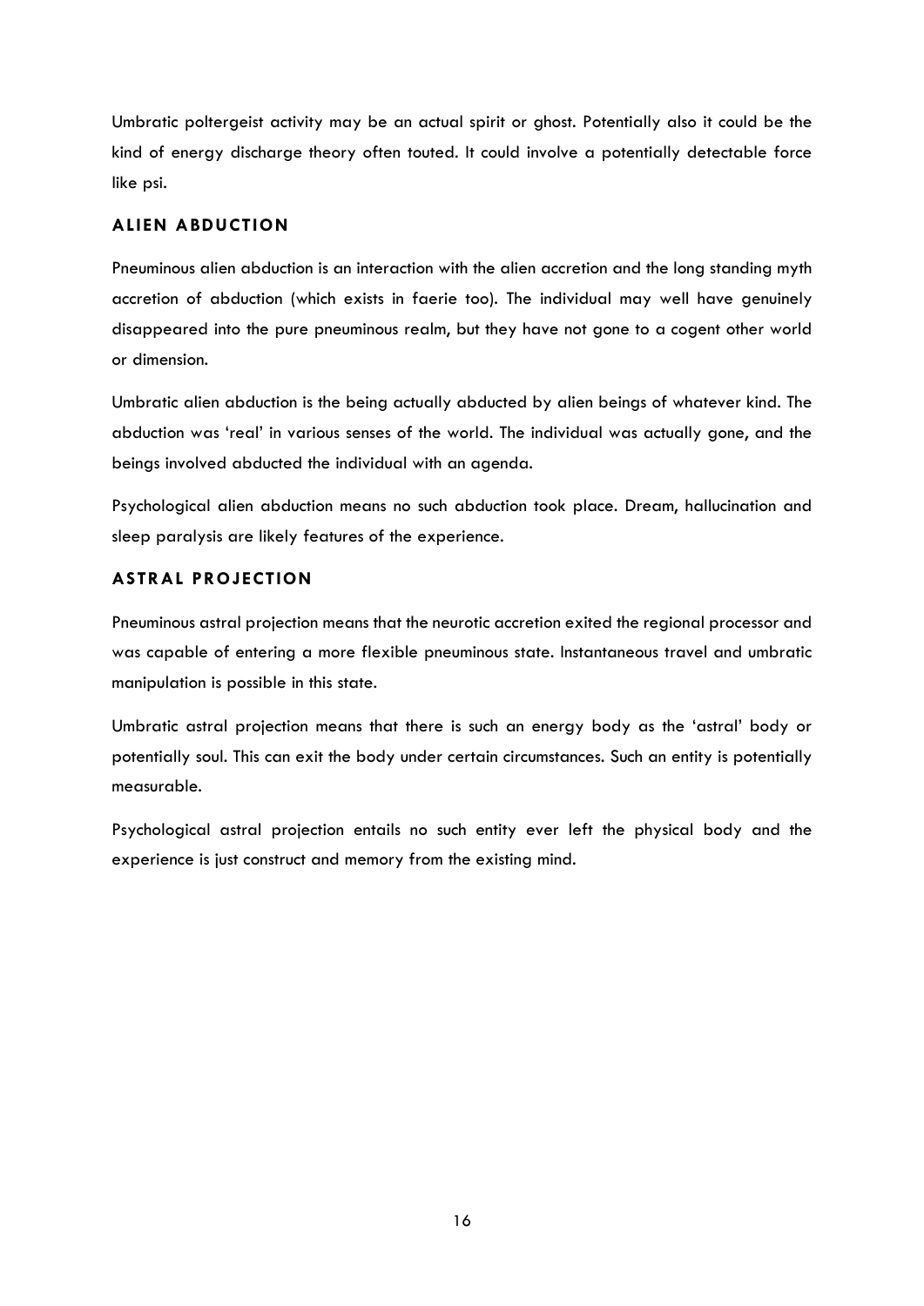Umbratic poltergeist activity may be an actual spirit or ghost. Potentially also it could be the kind of energy discharge theory often touted. It could involve a potentially detectable force like psi.

### ALIEN ABDUCTION

Pneuminous alien abduction is an interaction with the alien accretion and the long standing myth accretion of abduction (which exists in faerie too). The individual may well have genuinely disappeared into the pure pneuminous realm, but they have not gone to a cogent other world or dimension.

Umbratic alien abduction is the being actually abducted by alien beings of whatever kind. The abduction was 'real' in various senses of the world. The individual was actually gone, and the beings involved abducted the individual with an agenda.

Psychological alien abduction means no such abduction took place. Dream, hallucination and sleep paralysis are likely features of the experience.

### ASTRAL PROJECTION

Pneuminous astral projection means that the neurotic accretion exited the regional processor and was capable of entering a more flexible pneuminous state. Instantaneous travel and umbratic manipulation is possible in this state.

Umbratic astral projection means that there is such an energy body as the 'astral' body or potentially soul. This can exit the body under certain circumstances. Such an entity is potentially measurable.

Psychological astral projection entails no such entity ever left the physical body and the experience is just construct and memory from the existing mind.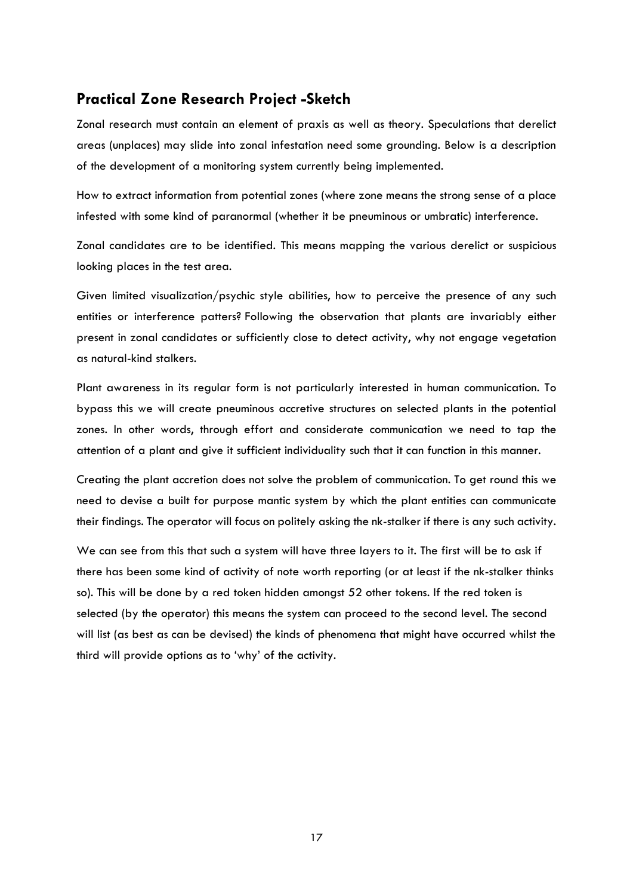## Practical Zone Research Project -Sketch

Zonal research must contain an element of praxis as well as theory. Speculations that derelict areas (unplaces) may slide into zonal infestation need some grounding. Below is a description of the development of a monitoring system currently being implemented.

How to extract information from potential zones (where zone means the strong sense of a place infested with some kind of paranormal (whether it be pneuminous or umbratic) interference.

Zonal candidates are to be identified. This means mapping the various derelict or suspicious looking places in the test area.

Given limited visualization/psychic style abilities, how to perceive the presence of any such entities or interference patters? Following the observation that plants are invariably either present in zonal candidates or sufficiently close to detect activity, why not engage vegetation as natural-kind stalkers.

Plant awareness in its regular form is not particularly interested in human communication. To bypass this we will create pneuminous accretive structures on selected plants in the potential zones. In other words, through effort and considerate communication we need to tap the attention of a plant and give it sufficient individuality such that it can function in this manner.

Creating the plant accretion does not solve the problem of communication. To get round this we need to devise a built for purpose mantic system by which the plant entities can communicate their findings. The operator will focus on politely asking the nk-stalker if there is any such activity.

We can see from this that such a system will have three layers to it. The first will be to ask if there has been some kind of activity of note worth reporting (or at least if the nk-stalker thinks so). This will be done by a red token hidden amongst 52 other tokens. If the red token is selected (by the operator) this means the system can proceed to the second level. The second will list (as best as can be devised) the kinds of phenomena that might have occurred whilst the third will provide options as to 'why' of the activity.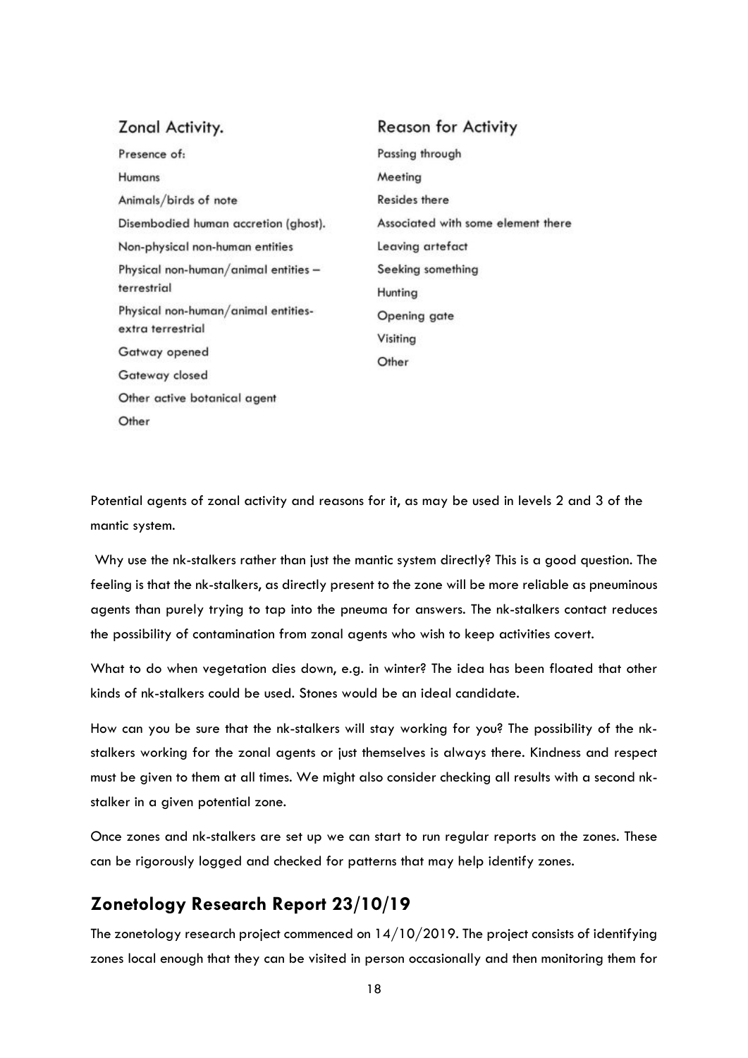| Zonal Activity. | Reason for Activity |
| --- | --- |
| Presence of: | Passing through |
| Humans | Meeting |
| Animals/birds of note | Resides there |
| Disembodied human accretion (ghost). | Associated with some element there |
| Non-physical non-human entities | Leaving artefact |
| Physical non-human/animal entities – terrestrial | Seeking something |
| Physical non-human/animal entities-extra terrestrial | Hunting |
| Gatway opened | Opening gate |
| Gateway closed | Visiting |
| Other active botanical agent | Other |
| Other | |

Potential agents of zonal activity and reasons for it, as may be used in levels 2 and 3 of the mantic system.

Why use the nk-stalkers rather than just the mantic system directly? This is a good question. The feeling is that the nk-stalkers, as directly present to the zone will be more reliable as pneuminous agents than purely trying to tap into the pneuma for answers. The nk-stalkers contact reduces the possibility of contamination from zonal agents who wish to keep activities covert.

What to do when vegetation dies down, e.g. in winter? The idea has been floated that other kinds of nk-stalkers could be used. Stones would be an ideal candidate.

How can you be sure that the nk-stalkers will stay working for you? The possibility of the nk-stalkers working for the zonal agents or just themselves is always there. Kindness and respect must be given to them at all times. We might also consider checking all results with a second nk-stalker in a given potential zone.

Once zones and nk-stalkers are set up we can start to run regular reports on the zones. These can be rigorously logged and checked for patterns that may help identify zones.

## Zonetology Research Report 23/10/19

The zonetology research project commenced on 14/10/2019. The project consists of identifying zones local enough that they can be visited in person occasionally and then monitoring them for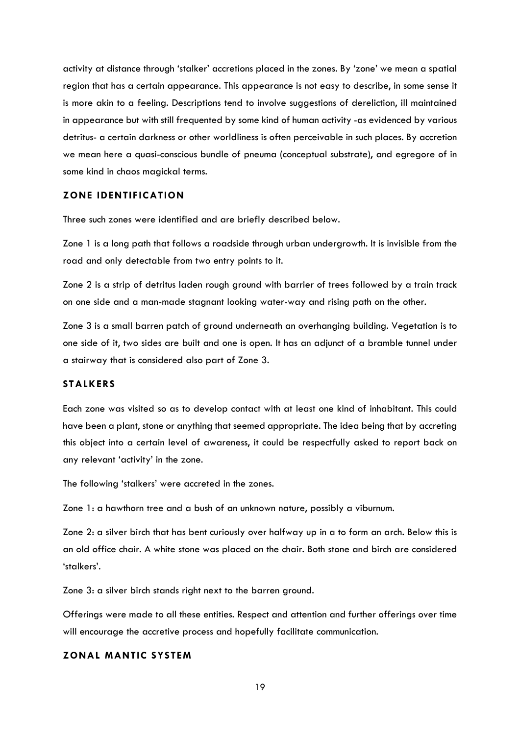activity at distance through 'stalker' accretions placed in the zones. By 'zone' we mean a spatial region that has a certain appearance. This appearance is not easy to describe, in some sense it is more akin to a feeling. Descriptions tend to involve suggestions of dereliction, ill maintained in appearance but with still frequented by some kind of human activity -as evidenced by various detritus- a certain darkness or other worldliness is often perceivable in such places. By accretion we mean here a quasi-conscious bundle of pneuma (conceptual substrate), and egregore of in some kind in chaos magickal terms.

## ZONE IDENTIFICATION

Three such zones were identified and are briefly described below.

Zone 1 is a long path that follows a roadside through urban undergrowth. It is invisible from the road and only detectable from two entry points to it.

Zone 2 is a strip of detritus laden rough ground with barrier of trees followed by a train track on one side and a man-made stagnant looking water-way and rising path on the other.

Zone 3 is a small barren patch of ground underneath an overhanging building. Vegetation is to one side of it, two sides are built and one is open. It has an adjunct of a bramble tunnel under a stairway that is considered also part of Zone 3.

## STALKERS

Each zone was visited so as to develop contact with at least one kind of inhabitant. This could have been a plant, stone or anything that seemed appropriate. The idea being that by accreting this object into a certain level of awareness, it could be respectfully asked to report back on any relevant 'activity' in the zone.

The following 'stalkers' were accreted in the zones.

Zone 1: a hawthorn tree and a bush of an unknown nature, possibly a viburnum.

Zone 2: a silver birch that has bent curiously over halfway up in a to form an arch. Below this is an old office chair. A white stone was placed on the chair. Both stone and birch are considered 'stalkers'.

Zone 3: a silver birch stands right next to the barren ground.

Offerings were made to all these entities. Respect and attention and further offerings over time will encourage the accretive process and hopefully facilitate communication.

## ZONAL MANTIC SYSTEM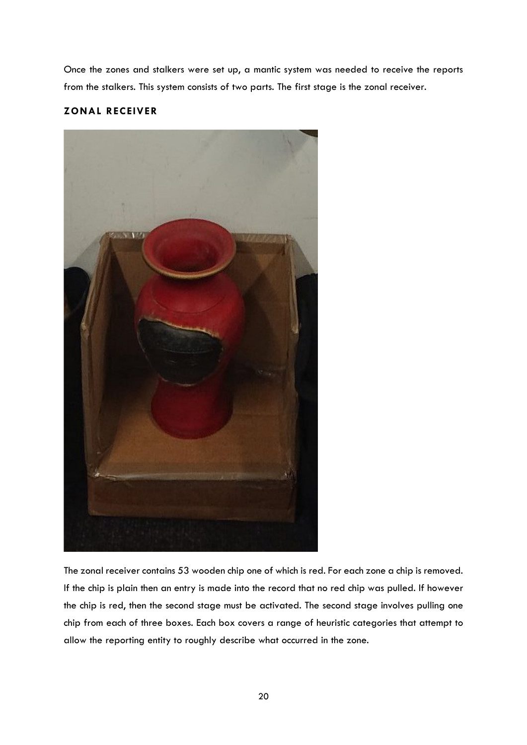Once the zones and stalkers were set up, a mantic system was needed to receive the reports from the stalkers. This system consists of two parts. The first stage is the zonal receiver.

## ZONAL RECEIVER

The zonal receiver contains 53 wooden chip one of which is red. For each zone a chip is removed. If the chip is plain then an entry is made into the record that no red chip was pulled. If however the chip is red, then the second stage must be activated. The second stage involves pulling one chip from each of three boxes. Each box covers a range of heuristic categories that attempt to allow the reporting entity to roughly describe what occurred in the zone.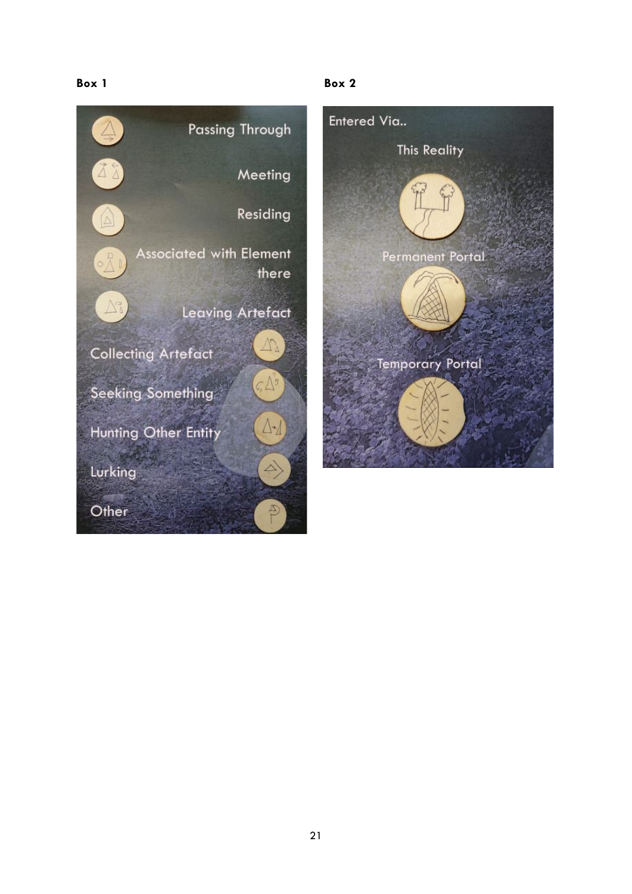**Box 1**

Passing Through

Meeting

Residing

Associated with Element there

Leaving Artefact

Collecting Artefact

Seeking Something

Hunting Other Entity

Lurking

Other

**Box 2**

Entered Via..

This Reality

Permanent Portal

Temporary Portal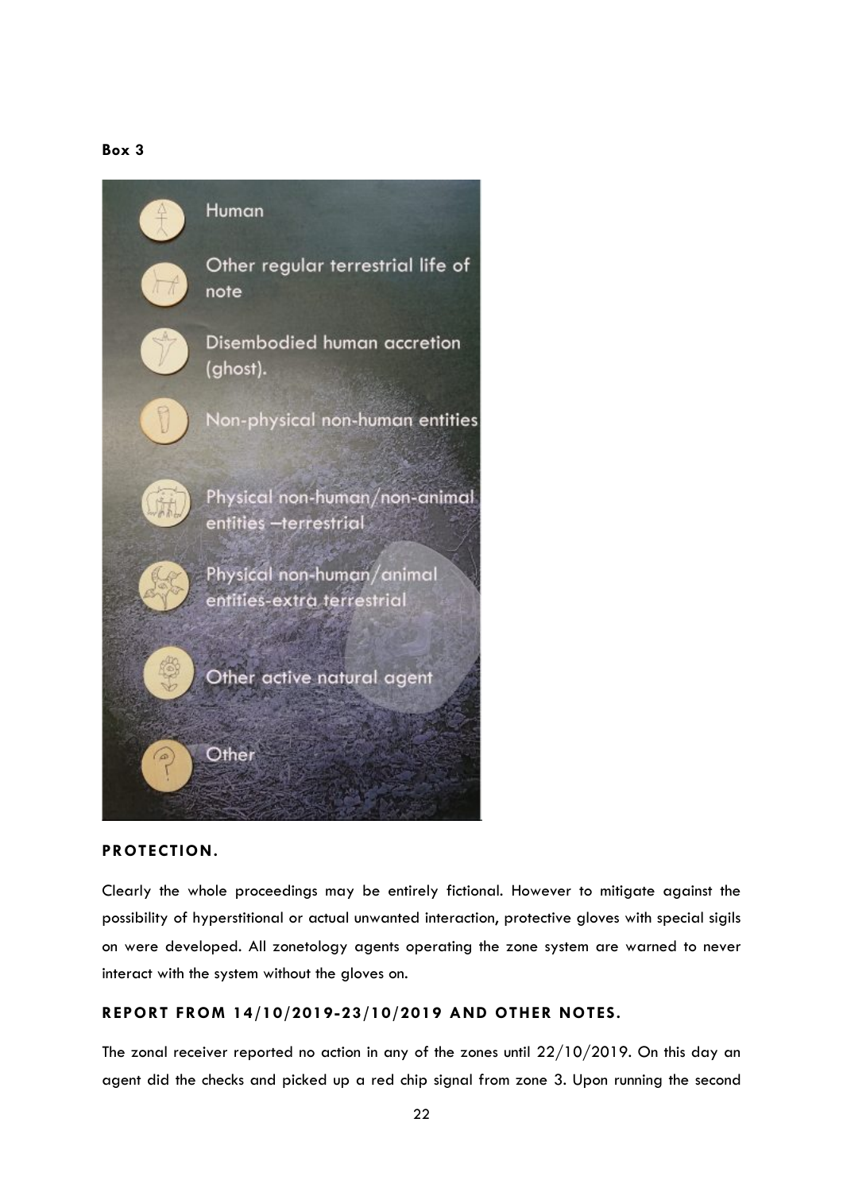**Box 3**

- Human
- Other regular terrestrial life of note
- Disembodied human accretion (ghost).
- Non-physical non-human entities
- Physical non-human/non-animal entities –terrestrial
- Physical non-human/animal entities-extra terrestrial
- Other active natural agent
- Other

## PROTECTION.

Clearly the whole proceedings may be entirely fictional. However to mitigate against the possibility of hyperstitional or actual unwanted interaction, protective gloves with special sigils on were developed. All zonetology agents operating the zone system are warned to never interact with the system without the gloves on.

## REPORT FROM 14/10/2019-23/10/2019 AND OTHER NOTES.

The zonal receiver reported no action in any of the zones until 22/10/2019. On this day an agent did the checks and picked up a red chip signal from zone 3. Upon running the second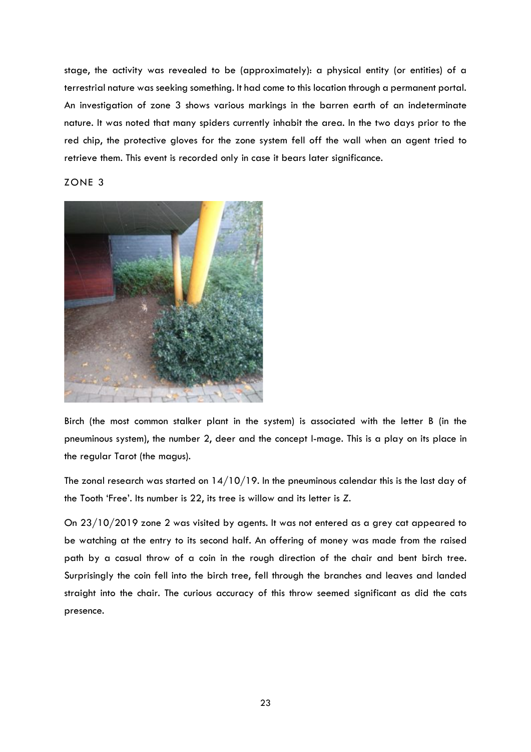stage, the activity was revealed to be (approximately): a physical entity (or entities) of a terrestrial nature was seeking something. It had come to this location through a permanent portal. An investigation of zone 3 shows various markings in the barren earth of an indeterminate nature. It was noted that many spiders currently inhabit the area. In the two days prior to the red chip, the protective gloves for the zone system fell off the wall when an agent tried to retrieve them. This event is recorded only in case it bears later significance.

ZONE 3

Birch (the most common stalker plant in the system) is associated with the letter B (in the pneuminous system), the number 2, deer and the concept I-mage. This is a play on its place in the regular Tarot (the magus).

The zonal research was started on 14/10/19. In the pneuminous calendar this is the last day of the Tooth 'Free'. Its number is 22, its tree is willow and its letter is Z.

On 23/10/2019 zone 2 was visited by agents. It was not entered as a grey cat appeared to be watching at the entry to its second half. An offering of money was made from the raised path by a casual throw of a coin in the rough direction of the chair and bent birch tree. Surprisingly the coin fell into the birch tree, fell through the branches and leaves and landed straight into the chair. The curious accuracy of this throw seemed significant as did the cats presence.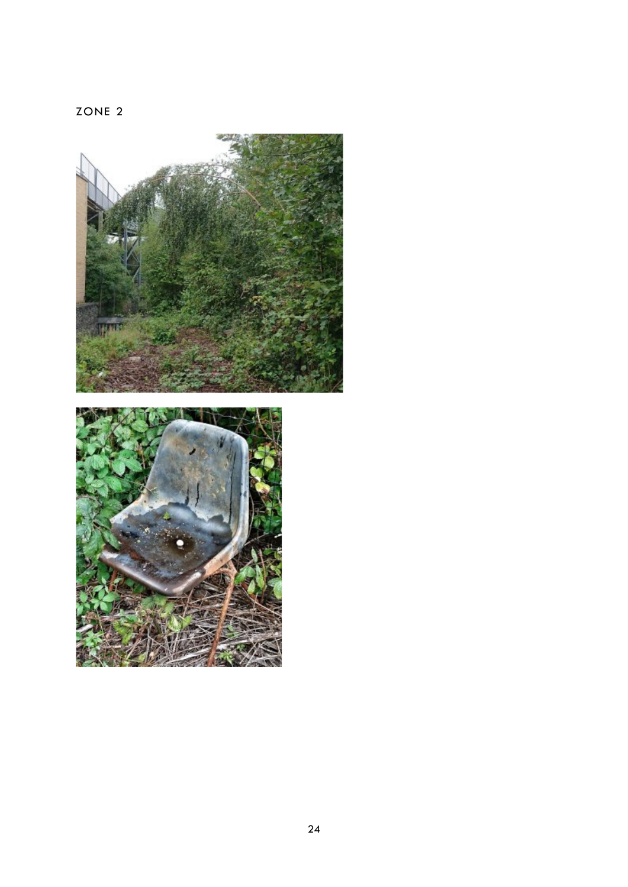ZONE 2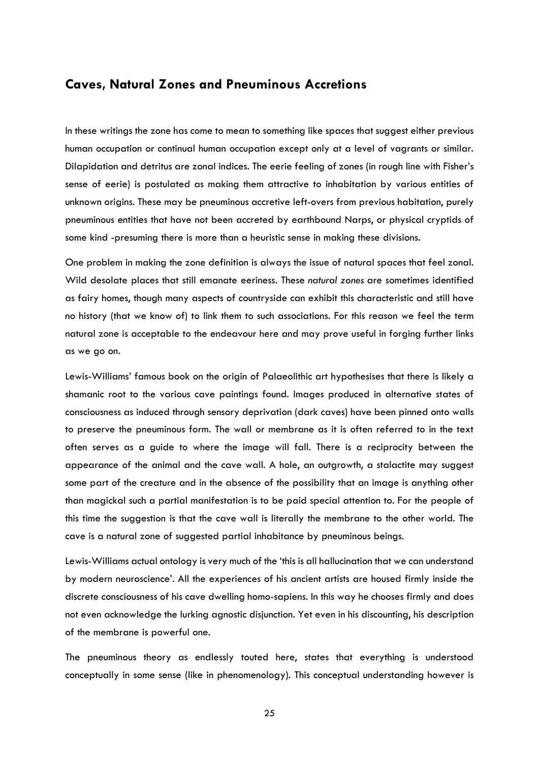## Caves, Natural Zones and Pneuminous Accretions

In these writings the zone has come to mean to something like spaces that suggest either previous human occupation or continual human occupation except only at a level of vagrants or similar. Dilapidation and detritus are zonal indices. The eerie feeling of zones (in rough line with Fisher's sense of eerie) is postulated as making them attractive to inhabitation by various entities of unknown origins. These may be pneuminous accretive left-overs from previous habitation, purely pneuminous entities that have not been accreted by earthbound Narps, or physical cryptids of some kind -presuming there is more than a heuristic sense in making these divisions.

One problem in making the zone definition is always the issue of natural spaces that feel zonal. Wild desolate places that still emanate eeriness. These *natural zones* are sometimes identified as fairy homes, though many aspects of countryside can exhibit this characteristic and still have no history (that we know of) to link them to such associations. For this reason we feel the term natural zone is acceptable to the endeavour here and may prove useful in forging further links as we go on.

Lewis-Williams' famous book on the origin of Palaeolithic art hypothesises that there is likely a shamanic root to the various cave paintings found. Images produced in alternative states of consciousness as induced through sensory deprivation (dark caves) have been pinned onto walls to preserve the pneuminous form. The wall or membrane as it is often referred to in the text often serves as a guide to where the image will fall. There is a reciprocity between the appearance of the animal and the cave wall. A hole, an outgrowth, a stalactite may suggest some part of the creature and in the absence of the possibility that an image is anything other than magickal such a partial manifestation is to be paid special attention to. For the people of this time the suggestion is that the cave wall is literally the membrane to the other world. The cave is a natural zone of suggested partial inhabitance by pneuminous beings.

Lewis-Williams actual ontology is very much of the 'this is all hallucination that we can understand by modern neuroscience'. All the experiences of his ancient artists are housed firmly inside the discrete consciousness of his cave dwelling homo-sapiens. In this way he chooses firmly and does not even acknowledge the lurking agnostic disjunction. Yet even in his discounting, his description of the membrane is powerful one.

The pneuminous theory as endlessly touted here, states that everything is understood conceptually in some sense (like in phenomenology). This conceptual understanding however is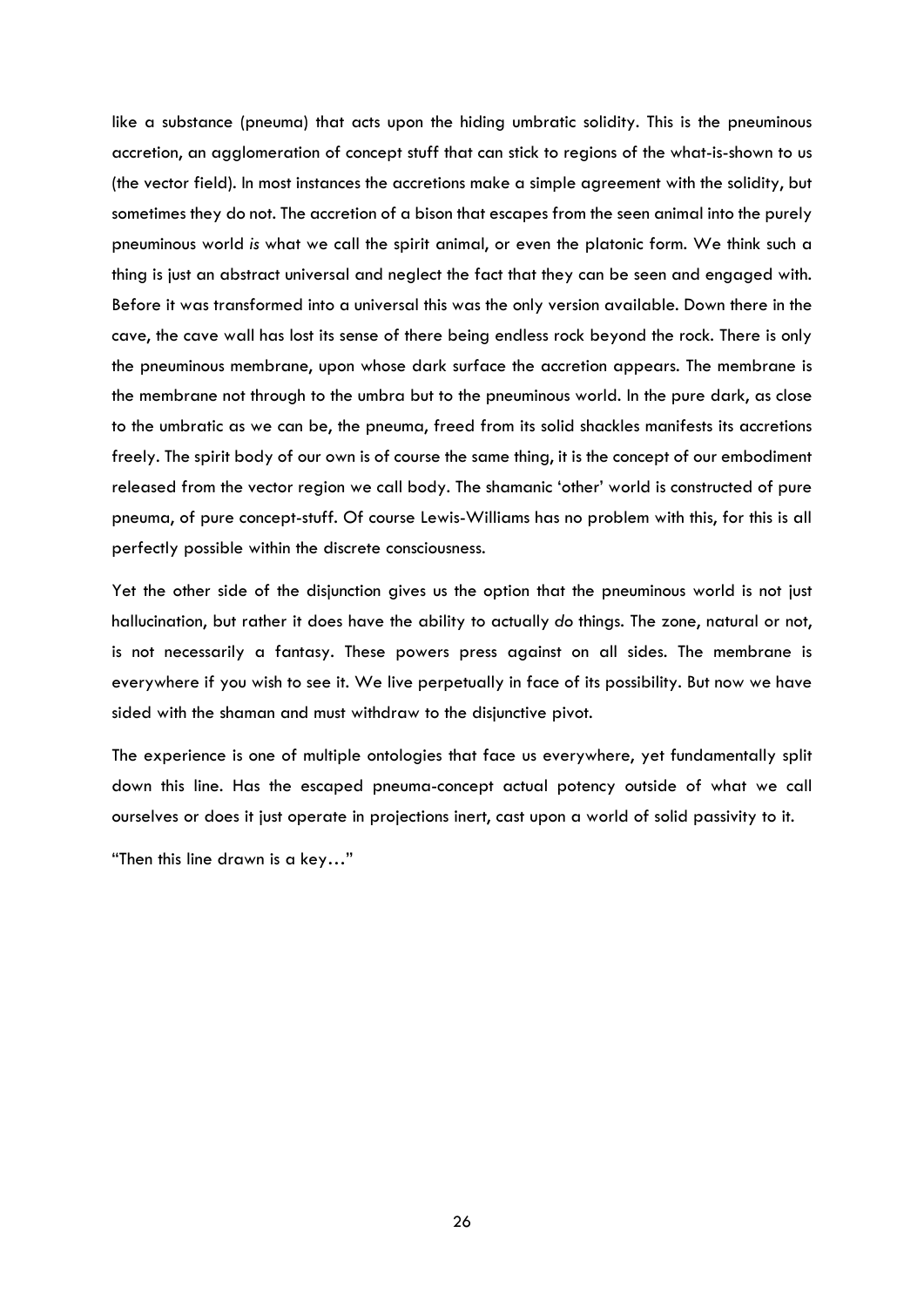like a substance (pneuma) that acts upon the hiding umbratic solidity. This is the pneuminous accretion, an agglomeration of concept stuff that can stick to regions of the what-is-shown to us (the vector field). In most instances the accretions make a simple agreement with the solidity, but sometimes they do not. The accretion of a bison that escapes from the seen animal into the purely pneuminous world *is* what we call the spirit animal, or even the platonic form. We think such a thing is just an abstract universal and neglect the fact that they can be seen and engaged with. Before it was transformed into a universal this was the only version available. Down there in the cave, the cave wall has lost its sense of there being endless rock beyond the rock. There is only the pneuminous membrane, upon whose dark surface the accretion appears. The membrane is the membrane not through to the umbra but to the pneuminous world. In the pure dark, as close to the umbratic as we can be, the pneuma, freed from its solid shackles manifests its accretions freely. The spirit body of our own is of course the same thing, it is the concept of our embodiment released from the vector region we call body. The shamanic 'other' world is constructed of pure pneuma, of pure concept-stuff. Of course Lewis-Williams has no problem with this, for this is all perfectly possible within the discrete consciousness.

Yet the other side of the disjunction gives us the option that the pneuminous world is not just hallucination, but rather it does have the ability to actually *do* things. The zone, natural or not, is not necessarily a fantasy. These powers press against on all sides. The membrane is everywhere if you wish to see it. We live perpetually in face of its possibility. But now we have sided with the shaman and must withdraw to the disjunctive pivot.

The experience is one of multiple ontologies that face us everywhere, yet fundamentally split down this line. Has the escaped pneuma-concept actual potency outside of what we call ourselves or does it just operate in projections inert, cast upon a world of solid passivity to it.

"Then this line drawn is a key…"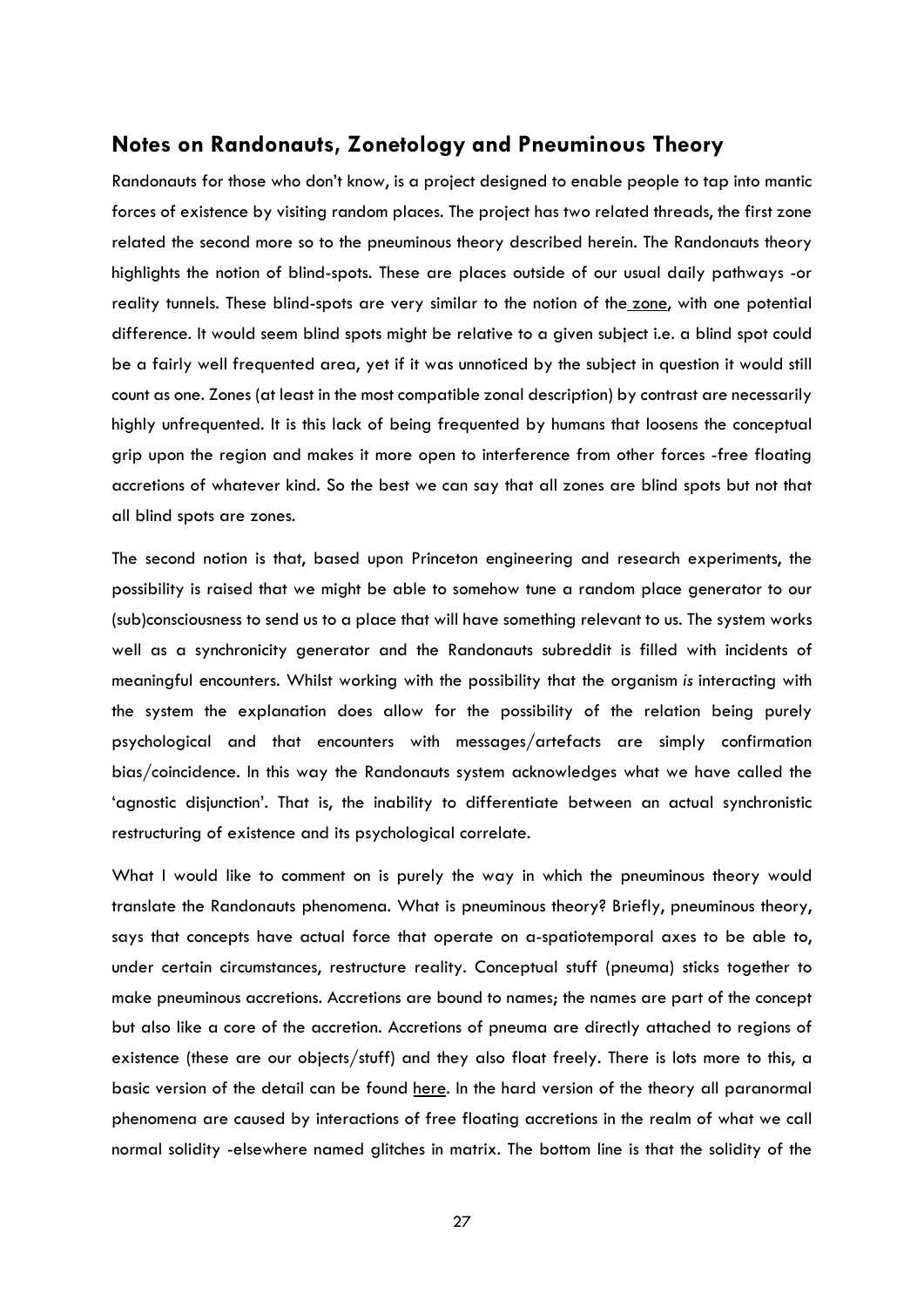## Notes on Randonauts, Zonetology and Pneuminous Theory

Randonauts for those who don't know, is a project designed to enable people to tap into mantic forces of existence by visiting random places. The project has two related threads, the first zone related the second more so to the pneuminous theory described herein. The Randonauts theory highlights the notion of blind-spots. These are places outside of our usual daily pathways -or reality tunnels. These blind-spots are very similar to the notion of the zone, with one potential difference. It would seem blind spots might be relative to a given subject i.e. a blind spot could be a fairly well frequented area, yet if it was unnoticed by the subject in question it would still count as one. Zones (at least in the most compatible zonal description) by contrast are necessarily highly unfrequented. It is this lack of being frequented by humans that loosens the conceptual grip upon the region and makes it more open to interference from other forces -free floating accretions of whatever kind. So the best we can say that all zones are blind spots but not that all blind spots are zones.

The second notion is that, based upon Princeton engineering and research experiments, the possibility is raised that we might be able to somehow tune a random place generator to our (sub)consciousness to send us to a place that will have something relevant to us. The system works well as a synchronicity generator and the Randonauts subreddit is filled with incidents of meaningful encounters. Whilst working with the possibility that the organism *is* interacting with the system the explanation does allow for the possibility of the relation being purely psychological and that encounters with messages/artefacts are simply confirmation bias/coincidence. In this way the Randonauts system acknowledges what we have called the 'agnostic disjunction'. That is, the inability to differentiate between an actual synchronistic restructuring of existence and its psychological correlate.

What I would like to comment on is purely the way in which the pneuminous theory would translate the Randonauts phenomena. What is pneuminous theory? Briefly, pneuminous theory, says that concepts have actual force that operate on a-spatiotemporal axes to be able to, under certain circumstances, restructure reality. Conceptual stuff (pneuma) sticks together to make pneuminous accretions. Accretions are bound to names; the names are part of the concept but also like a core of the accretion. Accretions of pneuma are directly attached to regions of existence (these are our objects/stuff) and they also float freely. There is lots more to this, a basic version of the detail can be found here. In the hard version of the theory all paranormal phenomena are caused by interactions of free floating accretions in the realm of what we call normal solidity -elsewhere named glitches in matrix. The bottom line is that the solidity of the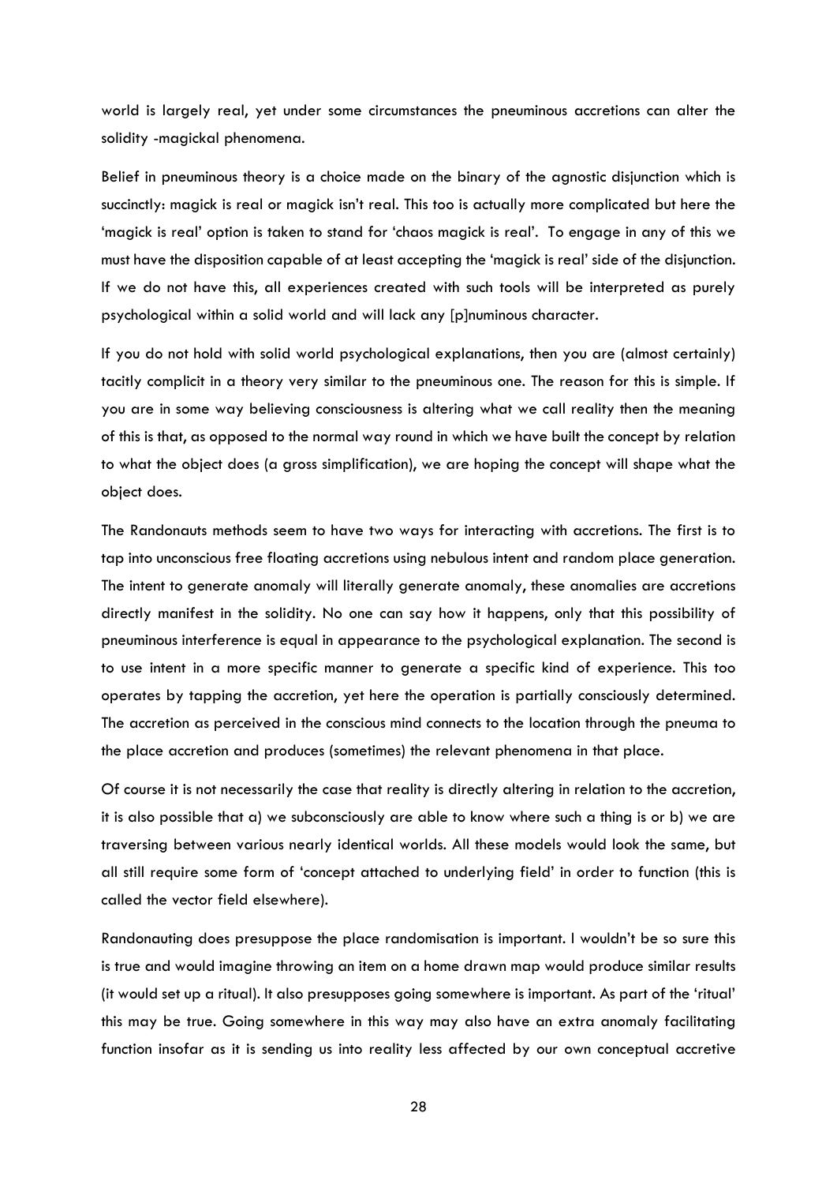world is largely real, yet under some circumstances the pneuminous accretions can alter the solidity -magickal phenomena.

Belief in pneuminous theory is a choice made on the binary of the agnostic disjunction which is succinctly: magick is real or magick isn't real. This too is actually more complicated but here the 'magick is real' option is taken to stand for 'chaos magick is real'. To engage in any of this we must have the disposition capable of at least accepting the 'magick is real' side of the disjunction. If we do not have this, all experiences created with such tools will be interpreted as purely psychological within a solid world and will lack any [p]numinous character.

If you do not hold with solid world psychological explanations, then you are (almost certainly) tacitly complicit in a theory very similar to the pneuminous one. The reason for this is simple. If you are in some way believing consciousness is altering what we call reality then the meaning of this is that, as opposed to the normal way round in which we have built the concept by relation to what the object does (a gross simplification), we are hoping the concept will shape what the object does.

The Randonauts methods seem to have two ways for interacting with accretions. The first is to tap into unconscious free floating accretions using nebulous intent and random place generation. The intent to generate anomaly will literally generate anomaly, these anomalies are accretions directly manifest in the solidity. No one can say how it happens, only that this possibility of pneuminous interference is equal in appearance to the psychological explanation. The second is to use intent in a more specific manner to generate a specific kind of experience. This too operates by tapping the accretion, yet here the operation is partially consciously determined. The accretion as perceived in the conscious mind connects to the location through the pneuma to the place accretion and produces (sometimes) the relevant phenomena in that place.

Of course it is not necessarily the case that reality is directly altering in relation to the accretion, it is also possible that a) we subconsciously are able to know where such a thing is or b) we are traversing between various nearly identical worlds. All these models would look the same, but all still require some form of 'concept attached to underlying field' in order to function (this is called the vector field elsewhere).

Randonauting does presuppose the place randomisation is important. I wouldn't be so sure this is true and would imagine throwing an item on a home drawn map would produce similar results (it would set up a ritual). It also presupposes going somewhere is important. As part of the 'ritual' this may be true. Going somewhere in this way may also have an extra anomaly facilitating function insofar as it is sending us into reality less affected by our own conceptual accretive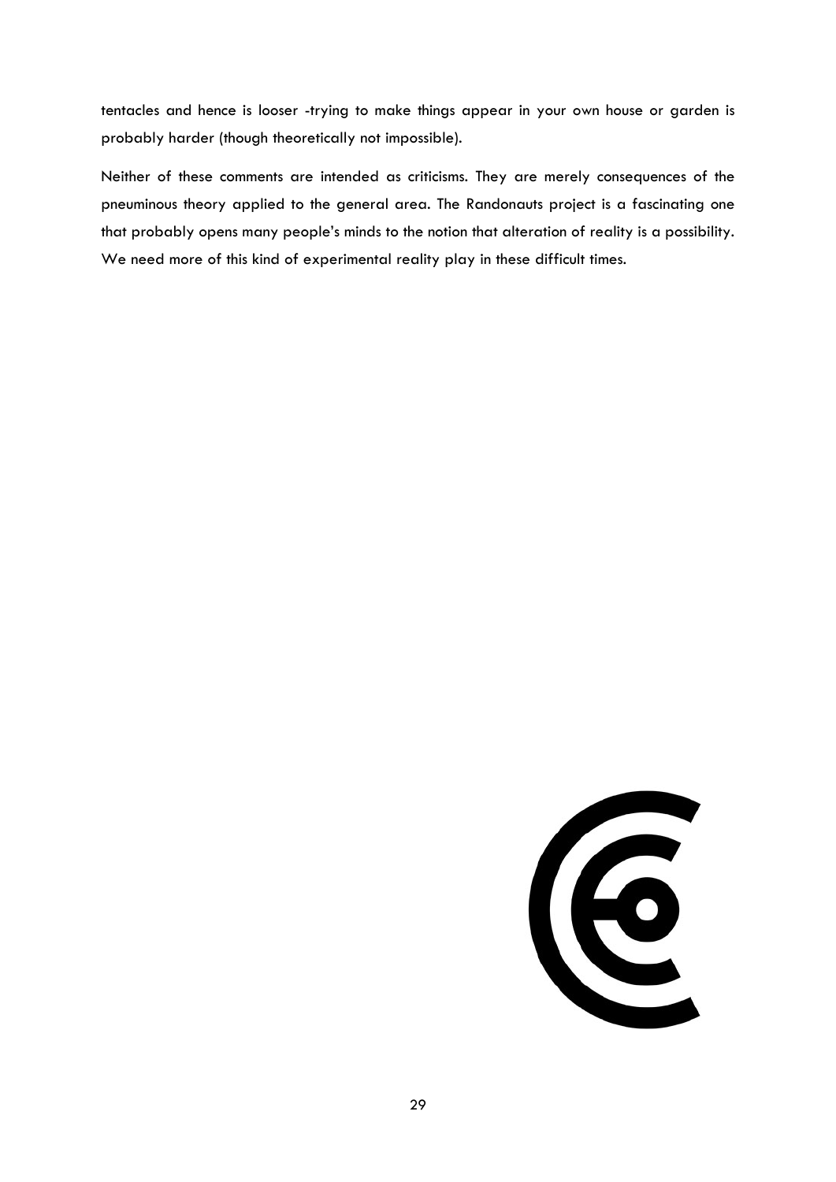tentacles and hence is looser -trying to make things appear in your own house or garden is probably harder (though theoretically not impossible).

Neither of these comments are intended as criticisms. They are merely consequences of the pneuminous theory applied to the general area. The Randonauts project is a fascinating one that probably opens many people's minds to the notion that alteration of reality is a possibility. We need more of this kind of experimental reality play in these difficult times.